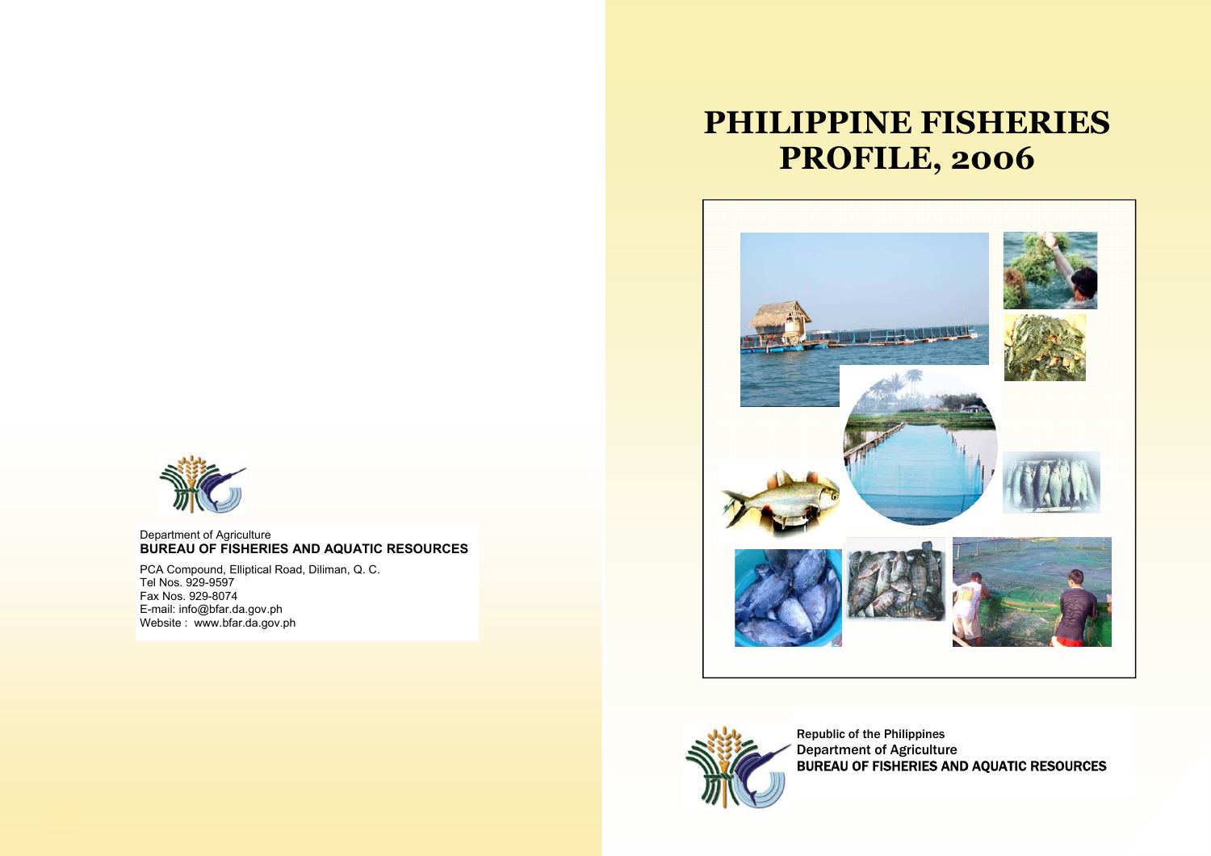Department of Agriculture
**BUREAU OF FISHERIES AND AQUATIC RESOURCES**

PCA Compound, Elliptical Road, Diliman, Q. C.
Tel Nos. 929-9597
Fax Nos. 929-8074
E-mail: info@bfar.da.gov.ph
Website : www.bfar.da.gov.ph

# PHILIPPINE FISHERIES PROFILE, 2006

Republic of the Philippines
Department of Agriculture
**BUREAU OF FISHERIES AND AQUATIC RESOURCES**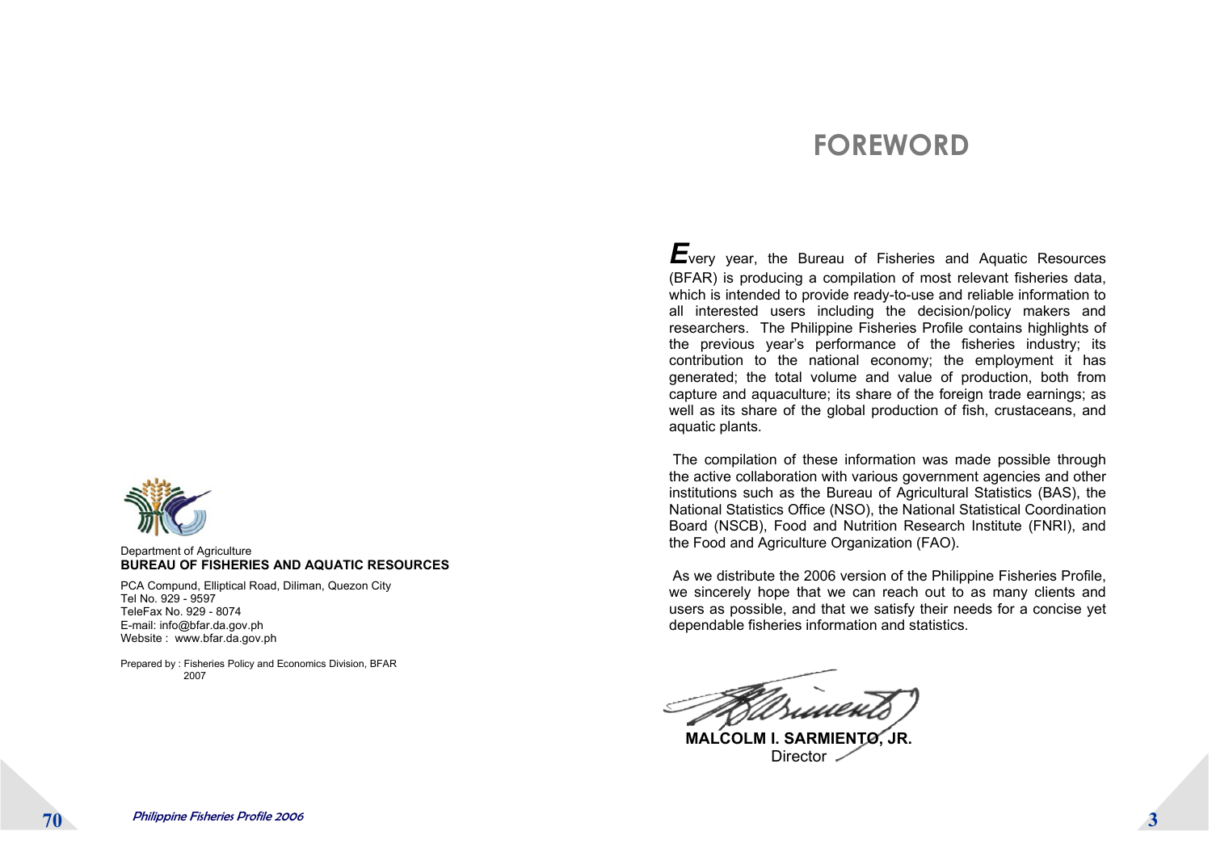Department of Agriculture
**BUREAU OF FISHERIES AND AQUATIC RESOURCES**

PCA Compund, Elliptical Road, Diliman, Quezon City
Tel No. 929 - 9597
TeleFax No. 929 - 8074
E-mail: info@bfar.da.gov.ph
Website : www.bfar.da.gov.ph

Prepared by : Fisheries Policy and Economics Division, BFAR
2007

# FOREWORD

**E**very year, the Bureau of Fisheries and Aquatic Resources (BFAR) is producing a compilation of most relevant fisheries data, which is intended to provide ready-to-use and reliable information to all interested users including the decision/policy makers and researchers. The Philippine Fisheries Profile contains highlights of the previous year's performance of the fisheries industry; its contribution to the national economy; the employment it has generated; the total volume and value of production, both from capture and aquaculture; its share of the foreign trade earnings; as well as its share of the global production of fish, crustaceans, and aquatic plants.

The compilation of these information was made possible through the active collaboration with various government agencies and other institutions such as the Bureau of Agricultural Statistics (BAS), the National Statistics Office (NSO), the National Statistical Coordination Board (NSCB), Food and Nutrition Research Institute (FNRI), and the Food and Agriculture Organization (FAO).

As we distribute the 2006 version of the Philippine Fisheries Profile, we sincerely hope that we can reach out to as many clients and users as possible, and that we satisfy their needs for a concise yet dependable fisheries information and statistics.

**MALCOLM I. SARMIENTO, JR.**
Director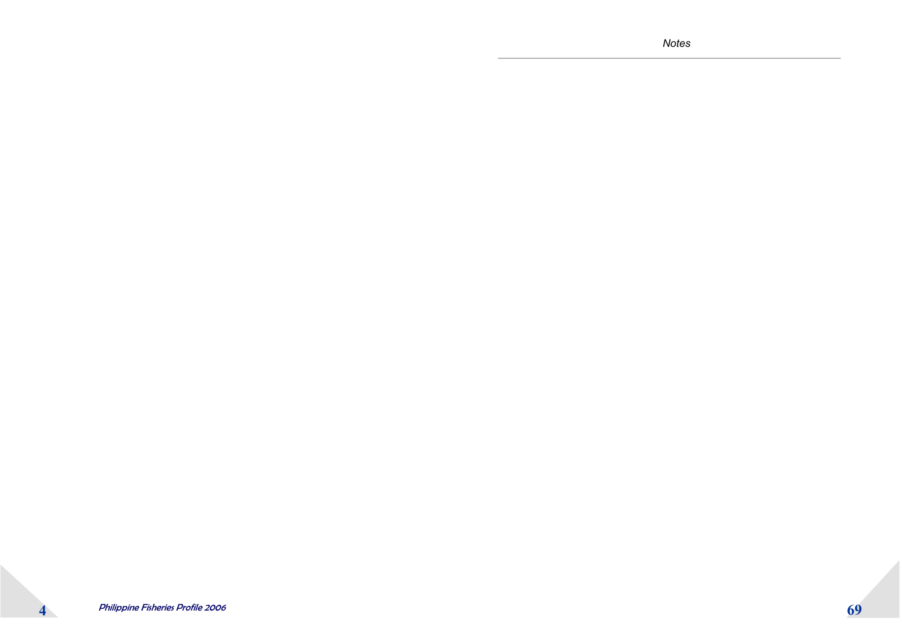*Notes*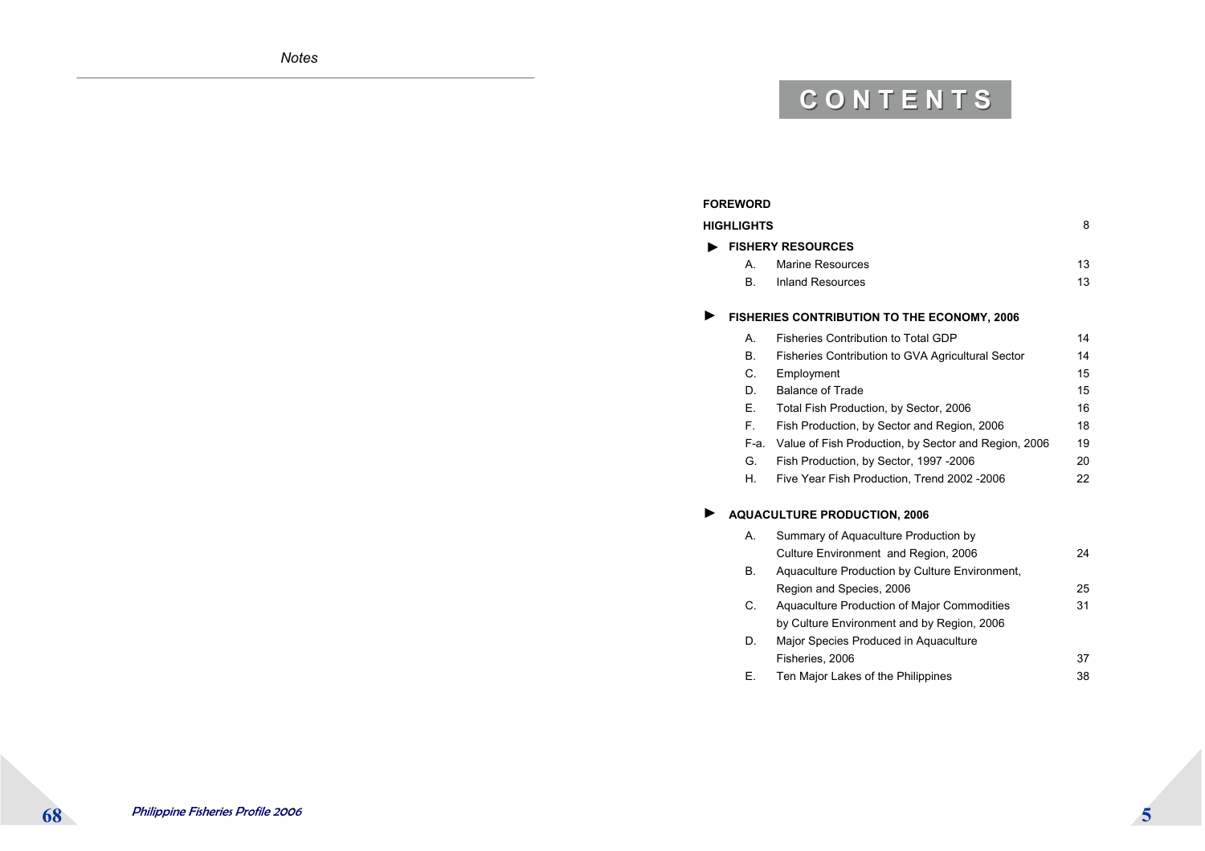*Notes*

# CONTENTS

| | | |
|---|---|---|
| **FOREWORD** | | |
| **HIGHLIGHTS** | | 8 |
| ► **FISHERY RESOURCES** | | |
| A. | Marine Resources | 13 |
| B. | Inland Resources | 13 |
| ► **FISHERIES CONTRIBUTION TO THE ECONOMY, 2006** | | |
| A. | Fisheries Contribution to Total GDP | 14 |
| B. | Fisheries Contribution to GVA Agricultural Sector | 14 |
| C. | Employment | 15 |
| D. | Balance of Trade | 15 |
| E. | Total Fish Production, by Sector, 2006 | 16 |
| F. | Fish Production, by Sector and Region, 2006 | 18 |
| F-a. | Value of Fish Production, by Sector and Region, 2006 | 19 |
| G. | Fish Production, by Sector, 1997 -2006 | 20 |
| H. | Five Year Fish Production, Trend 2002 -2006 | 22 |
| ► **AQUACULTURE PRODUCTION, 2006** | | |
| A. | Summary of Aquaculture Production by Culture Environment and Region, 2006 | 24 |
| B. | Aquaculture Production by Culture Environment, Region and Species, 2006 | 25 |
| C. | Aquaculture Production of Major Commodities by Culture Environment and by Region, 2006 | 31 |
| D. | Major Species Produced in Aquaculture Fisheries, 2006 | 37 |
| E. | Ten Major Lakes of the Philippines | 38 |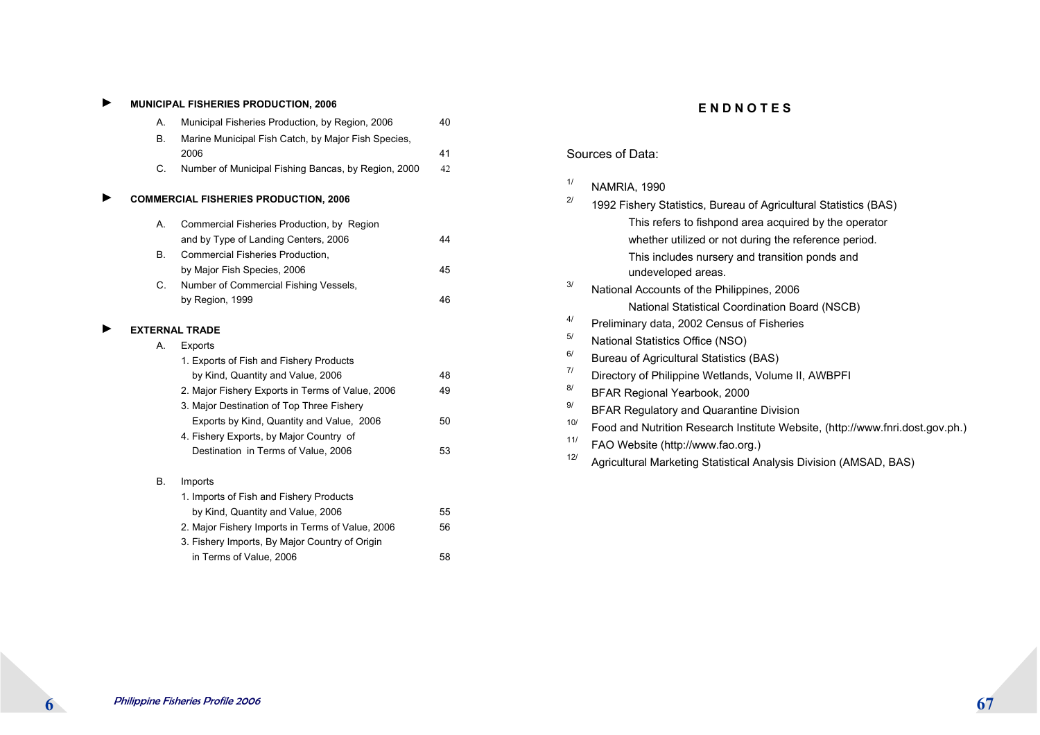**MUNICIPAL FISHERIES PRODUCTION, 2006**

| | | |
|---|---|---|
| A. | Municipal Fisheries Production, by Region, 2006 | 40 |
| B. | Marine Municipal Fish Catch, by Major Fish Species, 2006 | 41 |
| C. | Number of Municipal Fishing Bancas, by Region, 2000 | 42 |

**COMMERCIAL FISHERIES PRODUCTION, 2006**

| | | |
|---|---|---|
| A. | Commercial Fisheries Production, by Region and by Type of Landing Centers, 2006 | 44 |
| B. | Commercial Fisheries Production, by Major Fish Species, 2006 | 45 |
| C. | Number of Commercial Fishing Vessels, by Region, 1999 | 46 |

**EXTERNAL TRADE**

A. Exports

| | |
|---|---|
| 1. Exports of Fish and Fishery Products by Kind, Quantity and Value, 2006 | 48 |
| 2. Major Fishery Exports in Terms of Value, 2006 | 49 |
| 3. Major Destination of Top Three Fishery Exports by Kind, Quantity and Value, 2006 | 50 |
| 4. Fishery Exports, by Major Country of Destination in Terms of Value, 2006 | 53 |

B. Imports

| | |
|---|---|
| 1. Imports of Fish and Fishery Products by Kind, Quantity and Value, 2006 | 55 |
| 2. Major Fishery Imports in Terms of Value, 2006 | 56 |
| 3. Fishery Imports, By Major Country of Origin in Terms of Value, 2006 | 58 |

## ENDNOTES

Sources of Data:

1/ NAMRIA, 1990

2/ 1992 Fishery Statistics, Bureau of Agricultural Statistics (BAS)
This refers to fishpond area acquired by the operator whether utilized or not during the reference period.
This includes nursery and transition ponds and undeveloped areas.

3/ National Accounts of the Philippines, 2006
National Statistical Coordination Board (NSCB)

4/ Preliminary data, 2002 Census of Fisheries

5/ National Statistics Office (NSO)

6/ Bureau of Agricultural Statistics (BAS)

7/ Directory of Philippine Wetlands, Volume II, AWBPFI

8/ BFAR Regional Yearbook, 2000

9/ BFAR Regulatory and Quarantine Division

10/ Food and Nutrition Research Institute Website, (http://www.fnri.dost.gov.ph.)

11/ FAO Website (http://www.fao.org.)

12/ Agricultural Marketing Statistical Analysis Division (AMSAD, BAS)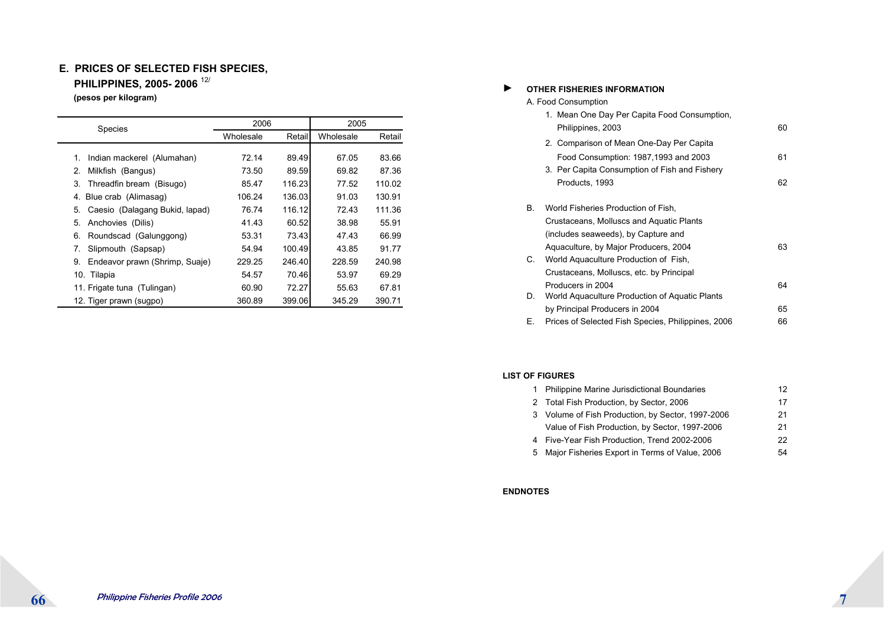## E. PRICES OF SELECTED FISH SPECIES, PHILIPPINES, 2005- 2006 [12/]

**(pesos per kilogram)**

| Species | 2006 | | 2005 | |
|---|---|---|---|---|
| | Wholesale | Retail | Wholesale | Retail |
| 1. Indian mackerel (Alumahan) | 72.14 | 89.49 | 67.05 | 83.66 |
| 2. Milkfish (Bangus) | 73.50 | 89.59 | 69.82 | 87.36 |
| 3. Threadfin bream (Bisugo) | 85.47 | 116.23 | 77.52 | 110.02 |
| 4. Blue crab (Alimasag) | 106.24 | 136.03 | 91.03 | 130.91 |
| 5. Caesio (Dalagang Bukid, lapad) | 76.74 | 116.12 | 72.43 | 111.36 |
| 5. Anchovies (Dilis) | 41.43 | 60.52 | 38.98 | 55.91 |
| 6. Roundscad (Galunggong) | 53.31 | 73.43 | 47.43 | 66.99 |
| 7. Slipmouth (Sapsap) | 54.94 | 100.49 | 43.85 | 91.77 |
| 9. Endeavor prawn (Shrimp, Suaje) | 229.25 | 246.40 | 228.59 | 240.98 |
| 10. Tilapia | 54.57 | 70.46 | 53.97 | 69.29 |
| 11. Frigate tuna (Tulingan) | 60.90 | 72.27 | 55.63 | 67.81 |
| 12. Tiger prawn (sugpo) | 360.89 | 399.06 | 345.29 | 390.71 |

► **OTHER FISHERIES INFORMATION**

A. Food Consumption

1. Mean One Day Per Capita Food Consumption, Philippines, 2003 — 60
2. Comparison of Mean One-Day Per Capita Food Consumption: 1987,1993 and 2003 — 61
3. Per Capita Consumption of Fish and Fishery Products, 1993 — 62

B. World Fisheries Production of Fish, Crustaceans, Molluscs and Aquatic Plants (includes seaweeds), by Capture and Aquaculture, by Major Producers, 2004 — 63

C. World Aquaculture Production of Fish, Crustaceans, Molluscs, etc. by Principal Producers in 2004 — 64

D. World Aquaculture Production of Aquatic Plants by Principal Producers in 2004 — 65

E. Prices of Selected Fish Species, Philippines, 2006 — 66

**LIST OF FIGURES**

1 Philippine Marine Jurisdictional Boundaries — 12

2 Total Fish Production, by Sector, 2006 — 17

3 Volume of Fish Production, by Sector, 1997-2006 — 21

Value of Fish Production, by Sector, 1997-2006 — 21

4 Five-Year Fish Production, Trend 2002-2006 — 22

5 Major Fisheries Export in Terms of Value, 2006 — 54

**ENDNOTES**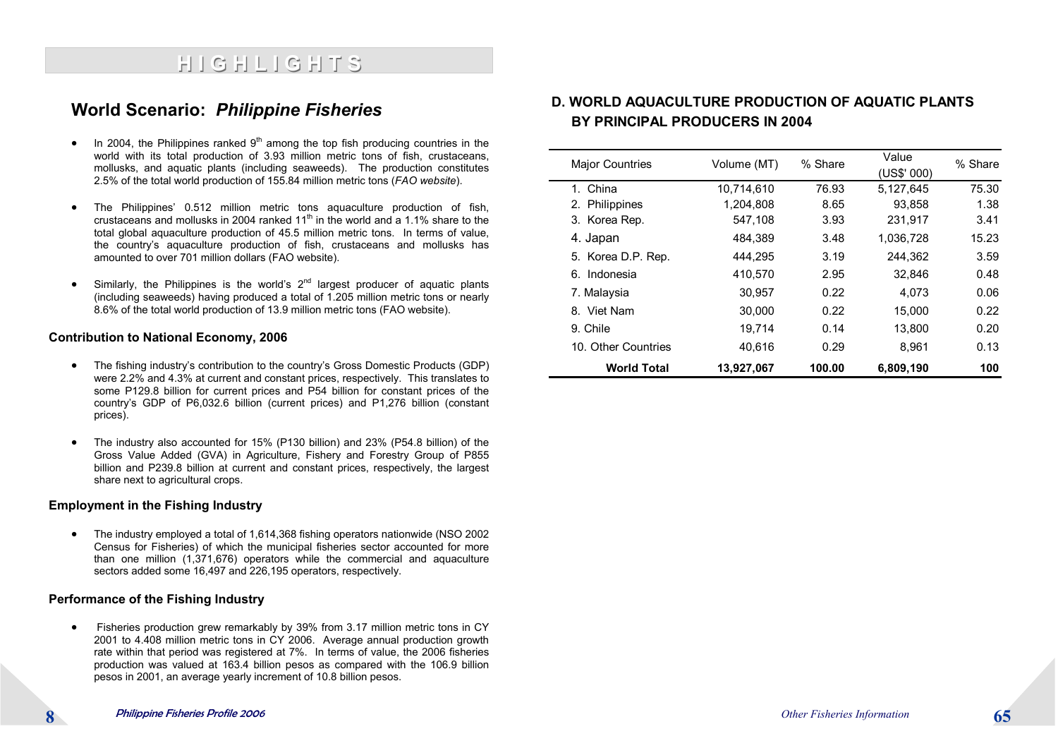# HIGHLIGHTS

## World Scenario: *Philippine Fisheries*

- In 2004, the Philippines ranked 9th among the top fish producing countries in the world with its total production of 3.93 million metric tons of fish, crustaceans, mollusks, and aquatic plants (including seaweeds). The production constitutes 2.5% of the total world production of 155.84 million metric tons (*FAO website*).

- The Philippines' 0.512 million metric tons aquaculture production of fish, crustaceans and mollusks in 2004 ranked 11th in the world and a 1.1% share to the total global aquaculture production of 45.5 million metric tons. In terms of value, the country's aquaculture production of fish, crustaceans and mollusks has amounted to over 701 million dollars (FAO website).

- Similarly, the Philippines is the world's 2nd largest producer of aquatic plants (including seaweeds) having produced a total of 1.205 million metric tons or nearly 8.6% of the total world production of 13.9 million metric tons (FAO website).

### Contribution to National Economy, 2006

- The fishing industry's contribution to the country's Gross Domestic Products (GDP) were 2.2% and 4.3% at current and constant prices, respectively. This translates to some P129.8 billion for current prices and P54 billion for constant prices of the country's GDP of P6,032.6 billion (current prices) and P1,276 billion (constant prices).

- The industry also accounted for 15% (P130 billion) and 23% (P54.8 billion) of the Gross Value Added (GVA) in Agriculture, Fishery and Forestry Group of P855 billion and P239.8 billion at current and constant prices, respectively, the largest share next to agricultural crops.

### Employment in the Fishing Industry

- The industry employed a total of 1,614,368 fishing operators nationwide (NSO 2002 Census for Fisheries) of which the municipal fisheries sector accounted for more than one million (1,371,676) operators while the commercial and aquaculture sectors added some 16,497 and 226,195 operators, respectively.

### Performance of the Fishing Industry

- Fisheries production grew remarkably by 39% from 3.17 million metric tons in CY 2001 to 4.408 million metric tons in CY 2006. Average annual production growth rate within that period was registered at 7%. In terms of value, the 2006 fisheries production was valued at 163.4 billion pesos as compared with the 106.9 billion pesos in 2001, an average yearly increment of 10.8 billion pesos.

## D. WORLD AQUACULTURE PRODUCTION OF AQUATIC PLANTS BY PRINCIPAL PRODUCERS IN 2004

| Major Countries | Volume (MT) | % Share | Value (US$' 000) | % Share |
|---|---|---|---|---|
| 1. China | 10,714,610 | 76.93 | 5,127,645 | 75.30 |
| 2. Philippines | 1,204,808 | 8.65 | 93,858 | 1.38 |
| 3. Korea Rep. | 547,108 | 3.93 | 231,917 | 3.41 |
| 4. Japan | 484,389 | 3.48 | 1,036,728 | 15.23 |
| 5. Korea D.P. Rep. | 444,295 | 3.19 | 244,362 | 3.59 |
| 6. Indonesia | 410,570 | 2.95 | 32,846 | 0.48 |
| 7. Malaysia | 30,957 | 0.22 | 4,073 | 0.06 |
| 8. Viet Nam | 30,000 | 0.22 | 15,000 | 0.22 |
| 9. Chile | 19,714 | 0.14 | 13,800 | 0.20 |
| 10. Other Countries | 40,616 | 0.29 | 8,961 | 0.13 |
| **World Total** | **13,927,067** | **100.00** | **6,809,190** | **100** |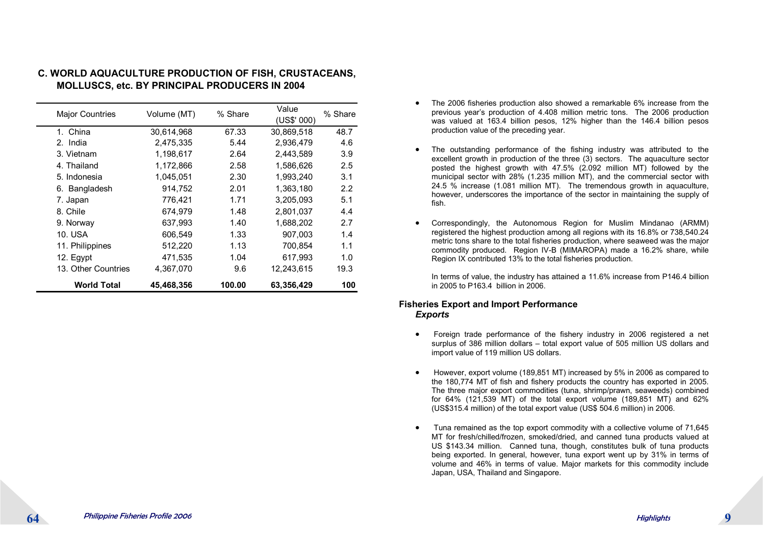## C. WORLD AQUACULTURE PRODUCTION OF FISH, CRUSTACEANS, MOLLUSCS, etc. BY PRINCIPAL PRODUCERS IN 2004

| Major Countries | Volume (MT) | % Share | Value (US$' 000) | % Share |
|---|---|---|---|---|
| 1. China | 30,614,968 | 67.33 | 30,869,518 | 48.7 |
| 2. India | 2,475,335 | 5.44 | 2,936,479 | 4.6 |
| 3. Vietnam | 1,198,617 | 2.64 | 2,443,589 | 3.9 |
| 4. Thailand | 1,172,866 | 2.58 | 1,586,626 | 2.5 |
| 5. Indonesia | 1,045,051 | 2.30 | 1,993,240 | 3.1 |
| 6. Bangladesh | 914,752 | 2.01 | 1,363,180 | 2.2 |
| 7. Japan | 776,421 | 1.71 | 3,205,093 | 5.1 |
| 8. Chile | 674,979 | 1.48 | 2,801,037 | 4.4 |
| 9. Norway | 637,993 | 1.40 | 1,688,202 | 2.7 |
| 10. USA | 606,549 | 1.33 | 907,003 | 1.4 |
| 11. Philippines | 512,220 | 1.13 | 700,854 | 1.1 |
| 12. Egypt | 471,535 | 1.04 | 617,993 | 1.0 |
| 13. Other Countries | 4,367,070 | 9.6 | 12,243,615 | 19.3 |
| **World Total** | **45,468,356** | **100.00** | **63,356,429** | **100** |

- The 2006 fisheries production also showed a remarkable 6% increase from the previous year's production of 4.408 million metric tons. The 2006 production was valued at 163.4 billion pesos, 12% higher than the 146.4 billion pesos production value of the preceding year.

- The outstanding performance of the fishing industry was attributed to the excellent growth in production of the three (3) sectors. The aquaculture sector posted the highest growth with 47.5% (2.092 million MT) followed by the municipal sector with 28% (1.235 million MT), and the commercial sector with 24.5 % increase (1.081 million MT). The tremendous growth in aquaculture, however, underscores the importance of the sector in maintaining the supply of fish.

- Correspondingly, the Autonomous Region for Muslim Mindanao (ARMM) registered the highest production among all regions with its 16.8% or 738,540.24 metric tons share to the total fisheries production, where seaweed was the major commodity produced. Region IV-B (MIMAROPA) made a 16.2% share, while Region IX contributed 13% to the total fisheries production.

  In terms of value, the industry has attained a 11.6% increase from P146.4 billion in 2005 to P163.4 billion in 2006.

### Fisheries Export and Import Performance

#### *Exports*

- Foreign trade performance of the fishery industry in 2006 registered a net surplus of 386 million dollars – total export value of 505 million US dollars and import value of 119 million US dollars.

- However, export volume (189,851 MT) increased by 5% in 2006 as compared to the 180,774 MT of fish and fishery products the country has exported in 2005. The three major export commodities (tuna, shrimp/prawn, seaweeds) combined for 64% (121,539 MT) of the total export volume (189,851 MT) and 62% (US$315.4 million) of the total export value (US$ 504.6 million) in 2006.

- Tuna remained as the top export commodity with a collective volume of 71,645 MT for fresh/chilled/frozen, smoked/dried, and canned tuna products valued at US $143.34 million. Canned tuna, though, constitutes bulk of tuna products being exported. In general, however, tuna export went up by 31% in terms of volume and 46% in terms of value. Major markets for this commodity include Japan, USA, Thailand and Singapore.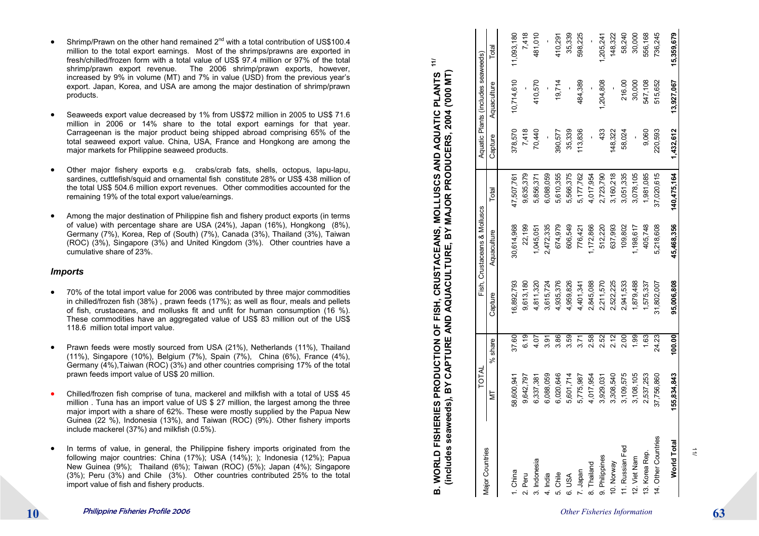- Shrimp/Prawn on the other hand remained 2[nd] with a total contribution of US$100.4 million to the total export earnings. Most of the shrimps/prawns are exported in fresh/chilled/frozen form with a total value of US$ 97.4 million or 97% of the total shrimp/prawn export revenue. The 2006 shrimp/prawn exports, however, increased by 9% in volume (MT) and 7% in value (USD) from the previous year's export. Japan, Korea, and USA are among the major destination of shrimp/prawn products.

- Seaweeds export value decreased by 1% from US$72 million in 2005 to US$ 71.6 million in 2006 or 14% share to the total export earnings for that year. Carrageenan is the major product being shipped abroad comprising 65% of the total seaweed export value. China, USA, France and Hongkong are among the major markets for Philippine seaweed products.

- Other major fishery exports e.g. crabs/crab fats, shells, octopus, lapu-lapu, sardines, cuttlefish/squid and ornamental fish constitute 28% or US$ 438 million of the total US$ 504.6 million export revenues. Other commodities accounted for the remaining 19% of the total export value/earnings.

- Among the major destination of Philippine fish and fishery product exports (in terms of value) with percentage share are USA (24%), Japan (16%), Hongkong (8%), Germany (7%), Korea, Rep of (South) (7%), Canada (3%), Thailand (3%), Taiwan (ROC) (3%), Singapore (3%) and United Kingdom (3%). Other countries have a cumulative share of 23%.

### *Imports*

- 70% of the total import value for 2006 was contributed by three major commodities in chilled/frozen fish (38%) , prawn feeds (17%); as well as flour, meals and pellets of fish, crustaceans, and mollusks fit and unfit for human consumption (16 %). These commodities have an aggregated value of US$ 83 million out of the US$ 118.6 million total import value.

- Prawn feeds were mostly sourced from USA (21%), Netherlands (11%), Thailand (11%), Singapore (10%), Belgium (7%), Spain (7%), China (6%), France (4%), Germany (4%),Taiwan (ROC) (3%) and other countries comprising 17% of the total prawn feeds import value of US$ 20 million.

- Chilled/frozen fish comprise of tuna, mackerel and milkfish with a total of US$ 45 million . Tuna has an import value of US $ 27 million, the largest among the three major import with a share of 62%. These were mostly supplied by the Papua New Guinea (22 %), Indonesia (13%), and Taiwan (ROC) (9%). Other fishery imports include mackerel (37%) and milkfish (0.5%).

- In terms of value, in general, the Philippine fishery imports originated from the following major countries: China (17%); USA (14%); ); Indonesia (12%); Papua New Guinea (9%); Thailand (6%); Taiwan (ROC) (5%); Japan (4%); Singapore (3%); Peru (3%) and Chile (3%). Other countries contributed 25% to the total import value of fish and fishery products.

## B. WORLD FISHERIES PRODUCTION OF FISH, CRUSTACEANS, MOLLUSCS AND AQUATIC PLANTS (includes seaweeds), BY CAPTURE AND AQUACULTURE, BY MAJOR PRODUCERS, 2004 ('000 MT) [11/]

| Major Countries | TOTAL | | Fish, Crustaceans & Molluscs | | | Aquatic Plants (includes seaweeds) | | |
|---|---|---|---|---|---|---|---|---|
| | MT | % share | Capture | Aquaculture | Total | Capture | Aquaculture | Total |
| 1. China | 58,600,941 | 37.60 | 16,892,793 | 30,614,968 | 47,507,761 | 378,570 | 10,714,610 | 11,093,180 |
| 2. Peru | 9,642,797 | 6.19 | 9,613,180 | 22,199 | 9,635,379 | 7,418 | - | 7,418 |
| 3. Indonesia | 6,337,381 | 4.07 | 4,811,320 | 1,045,051 | 5,856,371 | 70,440 | 410,570 | 481,010 |
| 4. India | 6,088,059 | 3.91 | 3,615,724 | 2,472,335 | 6,088,059 | - | - | - |
| 5. Chile | 6,020,646 | 3.86 | 4,935,376 | 674,979 | 5,610,355 | 390,577 | 19,714 | 410,291 |
| 6. USA | 5,601,714 | 3.59 | 4,959,826 | 606,549 | 5,566,375 | 35,339 | - | 35,339 |
| 7. Japan | 5,775,987 | 3.71 | 4,401,341 | 776,421 | 5,177,762 | 113,836 | 484,389 | 598,225 |
| 8. Thailand | 4,017,954 | 2.58 | 2,845,088 | 1,172,866 | 4,017,954 | - | - | - |
| 9. Philippines | 3,929,031 | 2.52 | 2,211,570 | 512,220 | 2,723,790 | 433 | 1,204,808 | 1,205,241 |
| 10. Norway | 3,308,540 | 2.12 | 2,522,225 | 637,993 | 3,160,218 | 148,322 | - | 148,322 |
| 11. Russian Fed | 3,109,575 | 2.00 | 2,941,533 | 109,802 | 3,051,335 | 58,024 | 216.00 | 58,240 |
| 12. Viet Nam | 3,108,105 | 1.99 | 1,879,488 | 1,198,617 | 3,078,105 | - | 30,000 | 30,000 |
| 13. Korea Rep. | 2,537,253 | 1.63 | 1,575,337 | 405,748 | 1,981,085 | 9,060 | 547,108 | 556,168 |
| 14. Other Countries | 37,756,860 | 24.23 | 31,802,007 | 5,218,608 | 37,020,615 | 220,593 | 515,652 | 736,245 |
| **World Total** | **155,834,843** | **100.00** | **95,006,808** | **45,468,356** | **140,475,164** | **1,432,612** | **13,927,067** | **15,359,679** |

11/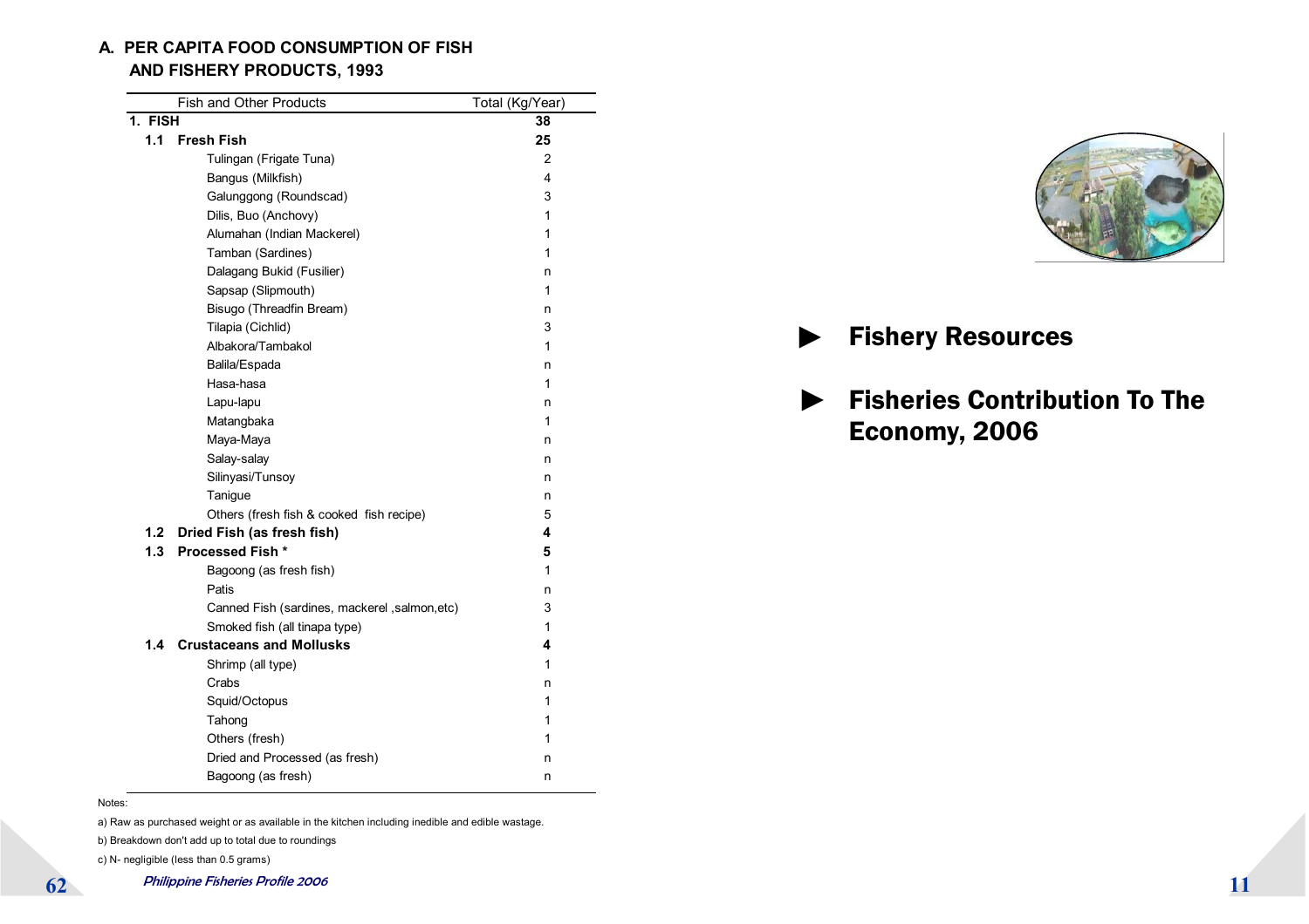## A. PER CAPITA FOOD CONSUMPTION OF FISH AND FISHERY PRODUCTS, 1993

| Fish and Other Products | Total (Kg/Year) |
|---|---|
| **1. FISH** | **38** |
| **1.1 Fresh Fish** | **25** |
| Tulingan (Frigate Tuna) | 2 |
| Bangus (Milkfish) | 4 |
| Galunggong (Roundscad) | 3 |
| Dilis, Buo (Anchovy) | 1 |
| Alumahan (Indian Mackerel) | 1 |
| Tamban (Sardines) | 1 |
| Dalagang Bukid (Fusilier) | n |
| Sapsap (Slipmouth) | 1 |
| Bisugo (Threadfin Bream) | n |
| Tilapia (Cichlid) | 3 |
| Albakora/Tambakol | 1 |
| Balila/Espada | n |
| Hasa-hasa | 1 |
| Lapu-lapu | n |
| Matangbaka | 1 |
| Maya-Maya | n |
| Salay-salay | n |
| Silinyasi/Tunsoy | n |
| Tanigue | n |
| Others (fresh fish & cooked fish recipe) | 5 |
| **1.2 Dried Fish (as fresh fish)** | **4** |
| **1.3 Processed Fish *** | **5** |
| Bagoong (as fresh fish) | 1 |
| Patis | n |
| Canned Fish (sardines, mackerel ,salmon,etc) | 3 |
| Smoked fish (all tinapa type) | 1 |
| **1.4 Crustaceans and Mollusks** | **4** |
| Shrimp (all type) | 1 |
| Crabs | n |
| Squid/Octopus | 1 |
| Tahong | 1 |
| Others (fresh) | 1 |
| Dried and Processed (as fresh) | n |
| Bagoong (as fresh) | n |

Notes:

a) Raw as purchased weight or as available in the kitchen including inedible and edible wastage.

b) Breakdown don't add up to total due to roundings

c) N- negligible (less than 0.5 grams)

- ► **Fishery Resources**
- ► **Fisheries Contribution To The Economy, 2006**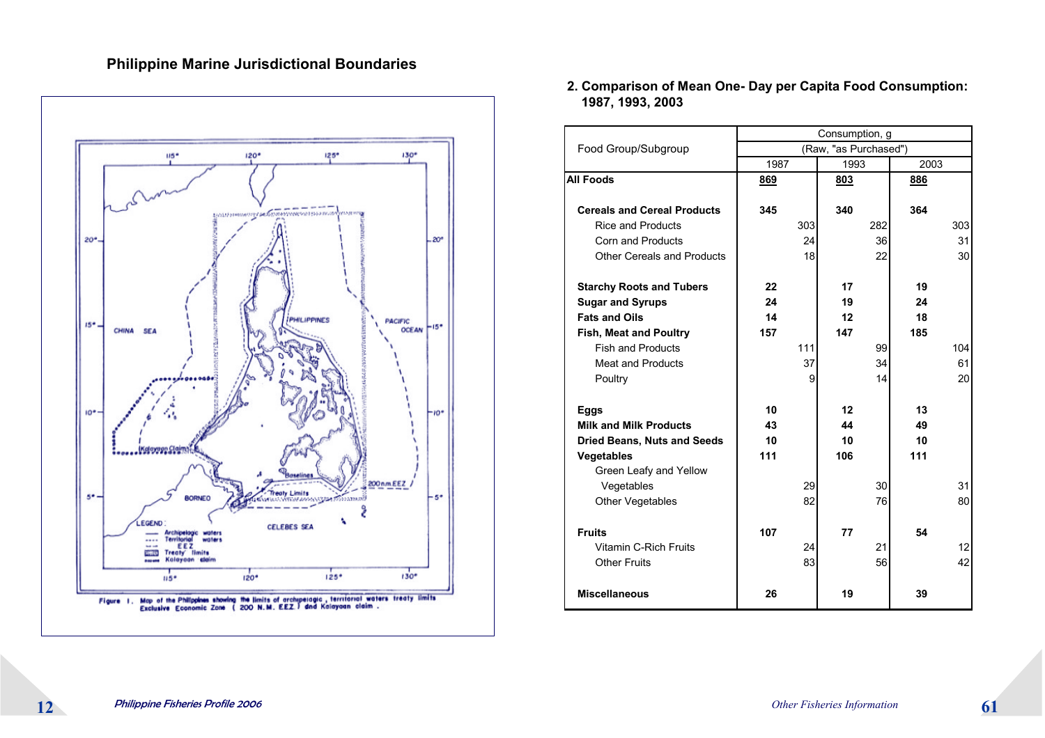## Philippine Marine Jurisdictional Boundaries

115° 120° 125° 130°

20° 15° 10° 5°

CHINA SEA

PHILIPPINES

PACIFIC OCEAN

Kalayaan Claims

Baselines

200 n.m. EEZ

Treaty Limits

BORNEO

CELEBES SEA

LEGEND:
Archipelagic waters
Territorial waters
EEZ
Treaty limits
Kalayaan claim

Figure 1. Map of the Philippines showing the limits of archipelagic, territorial waters treaty limits Exclusive Economic Zone (200 N.M. EEZ) and Kalayaan claim.

## 2. Comparison of Mean One- Day per Capita Food Consumption: 1987, 1993, 2003

| Food Group/Subgroup | Consumption, g (Raw, "as Purchased") | | | | | |
|---|---|---|---|---|---|---|
| | 1987 | | 1993 | | 2003 | |
| **All Foods** | **869** | | **803** | | **886** | |
| **Cereals and Cereal Products** | **345** | | **340** | | **364** | |
| Rice and Products | | 303 | | 282 | | 303 |
| Corn and Products | | 24 | | 36 | | 31 |
| Other Cereals and Products | | 18 | | 22 | | 30 |
| **Starchy Roots and Tubers** | **22** | | **17** | | **19** | |
| **Sugar and Syrups** | **24** | | **19** | | **24** | |
| **Fats and Oils** | **14** | | **12** | | **18** | |
| **Fish, Meat and Poultry** | **157** | | **147** | | **185** | |
| Fish and Products | | 111 | | 99 | | 104 |
| Meat and Products | | 37 | | 34 | | 61 |
| Poultry | | 9 | | 14 | | 20 |
| **Eggs** | **10** | | **12** | | **13** | |
| **Milk and Milk Products** | **43** | | **44** | | **49** | |
| **Dried Beans, Nuts and Seeds** | **10** | | **10** | | **10** | |
| **Vegetables** | **111** | | **106** | | **111** | |
| Green Leafy and Yellow Vegetables | | 29 | | 30 | | 31 |
| Other Vegetables | | 82 | | 76 | | 80 |
| **Fruits** | **107** | | **77** | | **54** | |
| Vitamin C-Rich Fruits | | 24 | | 21 | | 12 |
| Other Fruits | | 83 | | 56 | | 42 |
| **Miscellaneous** | **26** | | **19** | | **39** | |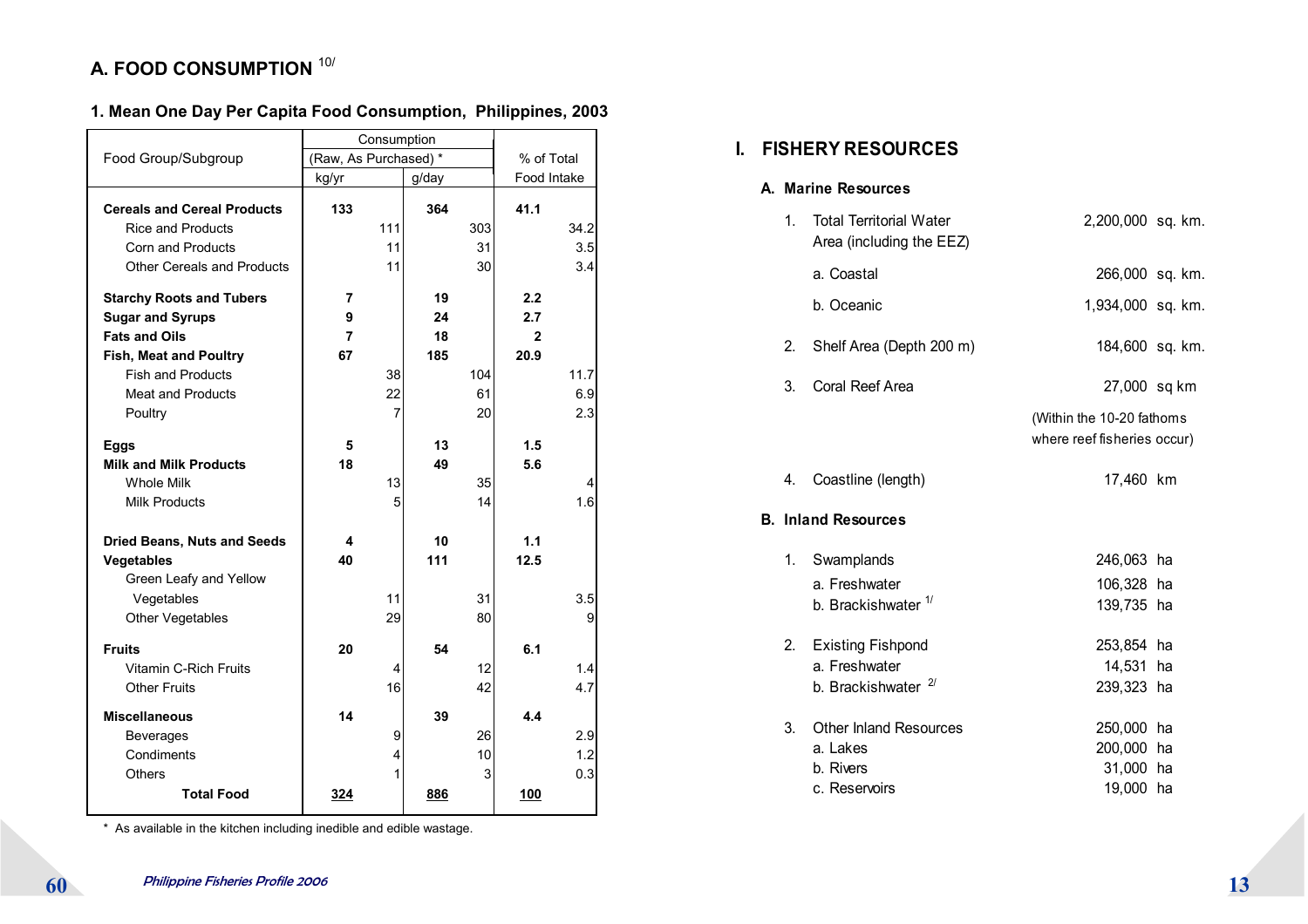## A. FOOD CONSUMPTION [10/]

### 1. Mean One Day Per Capita Food Consumption, Philippines, 2003

| Food Group/Subgroup | Consumption (Raw, As Purchased) * | | | | % of Total Food Intake | |
|---|---|---|---|---|---|---|
| | kg/yr | | g/day | | | |
| **Cereals and Cereal Products** | **133** | | **364** | | **41.1** | |
| Rice and Products | | 111 | | 303 | | 34.2 |
| Corn and Products | | 11 | | 31 | | 3.5 |
| Other Cereals and Products | | 11 | | 30 | | 3.4 |
| **Starchy Roots and Tubers** | **7** | | **19** | | **2.2** | |
| **Sugar and Syrups** | **9** | | **24** | | **2.7** | |
| **Fats and Oils** | **7** | | **18** | | **2** | |
| **Fish, Meat and Poultry** | **67** | | **185** | | **20.9** | |
| Fish and Products | | 38 | | 104 | | 11.7 |
| Meat and Products | | 22 | | 61 | | 6.9 |
| Poultry | | 7 | | 20 | | 2.3 |
| **Eggs** | **5** | | **13** | | **1.5** | |
| **Milk and Milk Products** | **18** | | **49** | | **5.6** | |
| Whole Milk | | 13 | | 35 | | 4 |
| Milk Products | | 5 | | 14 | | 1.6 |
| **Dried Beans, Nuts and Seeds** | **4** | | **10** | | **1.1** | |
| **Vegetables** | **40** | | **111** | | **12.5** | |
| Green Leafy and Yellow Vegetables | | 11 | | 31 | | 3.5 |
| Other Vegetables | | 29 | | 80 | | 9 |
| **Fruits** | **20** | | **54** | | **6.1** | |
| Vitamin C-Rich Fruits | | 4 | | 12 | | 1.4 |
| Other Fruits | | 16 | | 42 | | 4.7 |
| **Miscellaneous** | **14** | | **39** | | **4.4** | |
| Beverages | | 9 | | 26 | | 2.9 |
| Condiments | | 4 | | 10 | | 1.2 |
| Others | | 1 | | 3 | | 0.3 |
| **Total Food** | **324** | | **886** | | **100** | |

\* As available in the kitchen including inedible and edible wastage.

## I. FISHERY RESOURCES

### A. Marine Resources

| | | |
|---|---|---|
| 1. Total Territorial Water Area (including the EEZ) | 2,200,000 | sq. km. |
| a. Coastal | 266,000 | sq. km. |
| b. Oceanic | 1,934,000 | sq. km. |
| 2. Shelf Area (Depth 200 m) | 184,600 | sq. km. |
| 3. Coral Reef Area | 27,000 | sq km |
| | (Within the 10-20 fathoms where reef fisheries occur) | |
| 4. Coastline (length) | 17,460 | km |

### B. Inland Resources

| | | |
|---|---|---|
| 1. Swamplands | 246,063 | ha |
| a. Freshwater | 106,328 | ha |
| b. Brackishwater [1/] | 139,735 | ha |
| 2. Existing Fishpond | 253,854 | ha |
| a. Freshwater | 14,531 | ha |
| b. Brackishwater [2/] | 239,323 | ha |
| 3. Other Inland Resources | 250,000 | ha |
| a. Lakes | 200,000 | ha |
| b. Rivers | 31,000 | ha |
| c. Reservoirs | 19,000 | ha |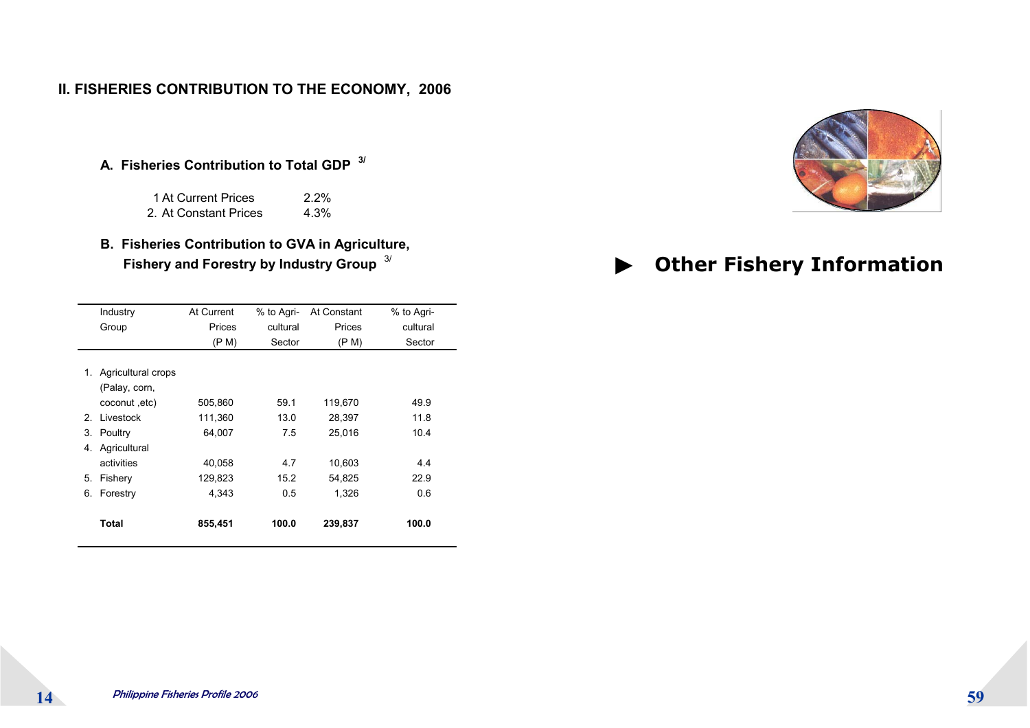## II. FISHERIES CONTRIBUTION TO THE ECONOMY, 2006

### A. Fisheries Contribution to Total GDP [3/]

| | |
|---|---|
| 1 At Current Prices | 2.2% |
| 2. At Constant Prices | 4.3% |

### B. Fisheries Contribution to GVA in Agriculture, Fishery and Forestry by Industry Group [3/]

| Industry Group | At Current Prices (P M) | % to Agricultural Sector | At Constant Prices (P M) | % to Agricultural Sector |
|---|---|---|---|---|
| 1. Agricultural crops (Palay, corn, coconut ,etc) | 505,860 | 59.1 | 119,670 | 49.9 |
| 2. Livestock | 111,360 | 13.0 | 28,397 | 11.8 |
| 3. Poultry | 64,007 | 7.5 | 25,016 | 10.4 |
| 4. Agricultural activities | 40,058 | 4.7 | 10,603 | 4.4 |
| 5. Fishery | 129,823 | 15.2 | 54,825 | 22.9 |
| 6. Forestry | 4,343 | 0.5 | 1,326 | 0.6 |
| **Total** | **855,451** | **100.0** | **239,837** | **100.0** |

## ▶ Other Fishery Information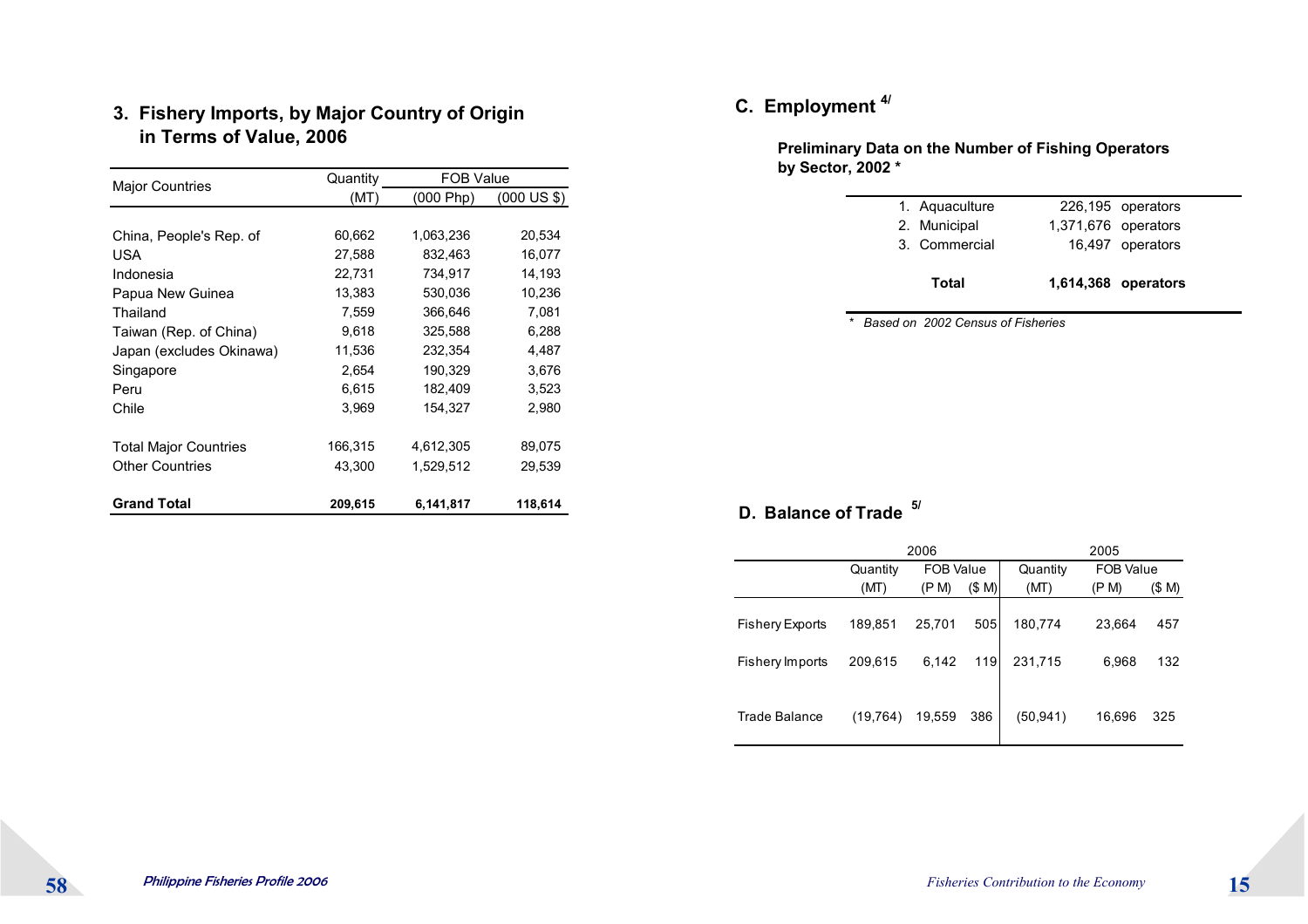## 3. Fishery Imports, by Major Country of Origin in Terms of Value, 2006

| Major Countries | Quantity (MT) | FOB Value (000 Php) | FOB Value (000 US $) |
|---|---|---|---|
| China, People's Rep. of | 60,662 | 1,063,236 | 20,534 |
| USA | 27,588 | 832,463 | 16,077 |
| Indonesia | 22,731 | 734,917 | 14,193 |
| Papua New Guinea | 13,383 | 530,036 | 10,236 |
| Thailand | 7,559 | 366,646 | 7,081 |
| Taiwan (Rep. of China) | 9,618 | 325,588 | 6,288 |
| Japan (excludes Okinawa) | 11,536 | 232,354 | 4,487 |
| Singapore | 2,654 | 190,329 | 3,676 |
| Peru | 6,615 | 182,409 | 3,523 |
| Chile | 3,969 | 154,327 | 2,980 |
| Total Major Countries | 166,315 | 4,612,305 | 89,075 |
| Other Countries | 43,300 | 1,529,512 | 29,539 |
| **Grand Total** | **209,615** | **6,141,817** | **118,614** |

## C. Employment [4/]

**Preliminary Data on the Number of Fishing Operators by Sector, 2002 \***

| | | |
|---|---|---|
| 1. Aquaculture | 226,195 | operators |
| 2. Municipal | 1,371,676 | operators |
| 3. Commercial | 16,497 | operators |
| **Total** | **1,614,368** | **operators** |

\* *Based on 2002 Census of Fisheries*

## D. Balance of Trade [5/]

| | 2006 | | | 2005 | | |
|---|---|---|---|---|---|---|
| | Quantity (MT) | FOB Value (P M) | FOB Value ($ M) | Quantity (MT) | FOB Value (P M) | FOB Value ($ M) |
| Fishery Exports | 189,851 | 25,701 | 505 | 180,774 | 23,664 | 457 |
| Fishery Imports | 209,615 | 6,142 | 119 | 231,715 | 6,968 | 132 |
| Trade Balance | (19,764) | 19,559 | 386 | (50,941) | 16,696 | 325 |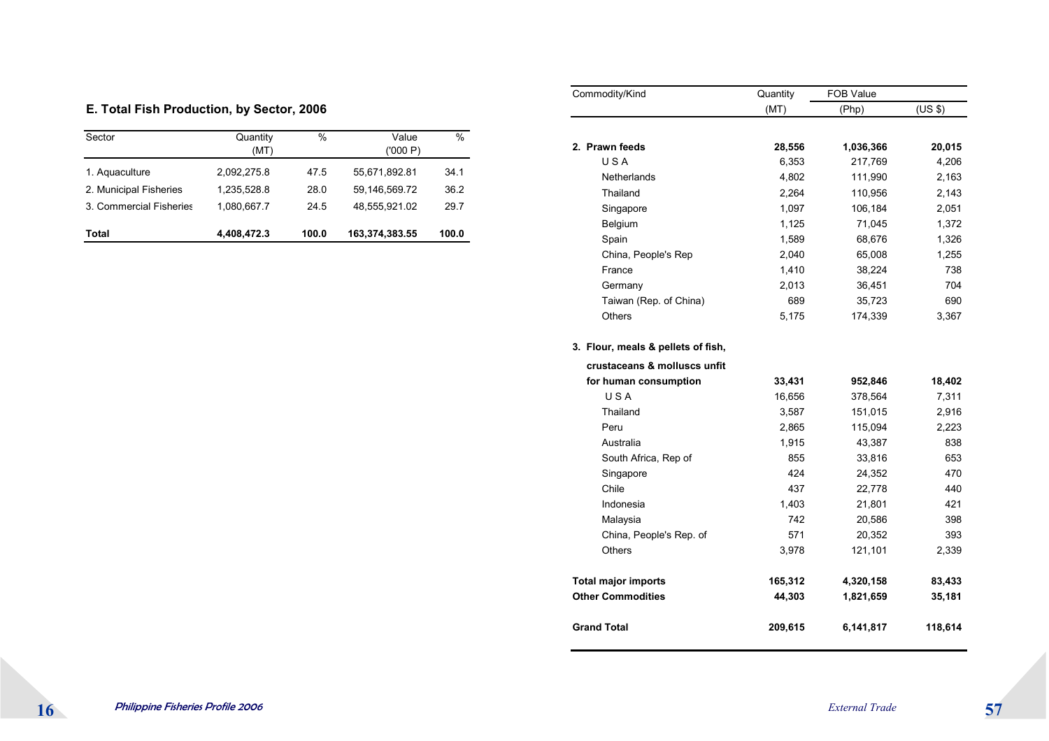### E. Total Fish Production, by Sector, 2006

| Sector | Quantity (MT) | % | Value ('000 P) | % |
|---|---|---|---|---|
| 1. Aquaculture | 2,092,275.8 | 47.5 | 55,671,892.81 | 34.1 |
| 2. Municipal Fisheries | 1,235,528.8 | 28.0 | 59,146,569.72 | 36.2 |
| 3. Commercial Fisheries | 1,080,667.7 | 24.5 | 48,555,921.02 | 29.7 |
| **Total** | **4,408,472.3** | **100.0** | **163,374,383.55** | **100.0** |

| Commodity/Kind | Quantity | FOB Value | |
|---|---|---|---|
| | (MT) | (Php) | (US $) |
| **2. Prawn feeds** | **28,556** | **1,036,366** | **20,015** |
| U S A | 6,353 | 217,769 | 4,206 |
| Netherlands | 4,802 | 111,990 | 2,163 |
| Thailand | 2,264 | 110,956 | 2,143 |
| Singapore | 1,097 | 106,184 | 2,051 |
| Belgium | 1,125 | 71,045 | 1,372 |
| Spain | 1,589 | 68,676 | 1,326 |
| China, People's Rep | 2,040 | 65,008 | 1,255 |
| France | 1,410 | 38,224 | 738 |
| Germany | 2,013 | 36,451 | 704 |
| Taiwan (Rep. of China) | 689 | 35,723 | 690 |
| Others | 5,175 | 174,339 | 3,367 |
| **3. Flour, meals & pellets of fish, crustaceans & molluscs unfit for human consumption** | **33,431** | **952,846** | **18,402** |
| U S A | 16,656 | 378,564 | 7,311 |
| Thailand | 3,587 | 151,015 | 2,916 |
| Peru | 2,865 | 115,094 | 2,223 |
| Australia | 1,915 | 43,387 | 838 |
| South Africa, Rep of | 855 | 33,816 | 653 |
| Singapore | 424 | 24,352 | 470 |
| Chile | 437 | 22,778 | 440 |
| Indonesia | 1,403 | 21,801 | 421 |
| Malaysia | 742 | 20,586 | 398 |
| China, People's Rep. of | 571 | 20,352 | 393 |
| Others | 3,978 | 121,101 | 2,339 |
| **Total major imports** | **165,312** | **4,320,158** | **83,433** |
| **Other Commodities** | **44,303** | **1,821,659** | **35,181** |
| **Grand Total** | **209,615** | **6,141,817** | **118,614** |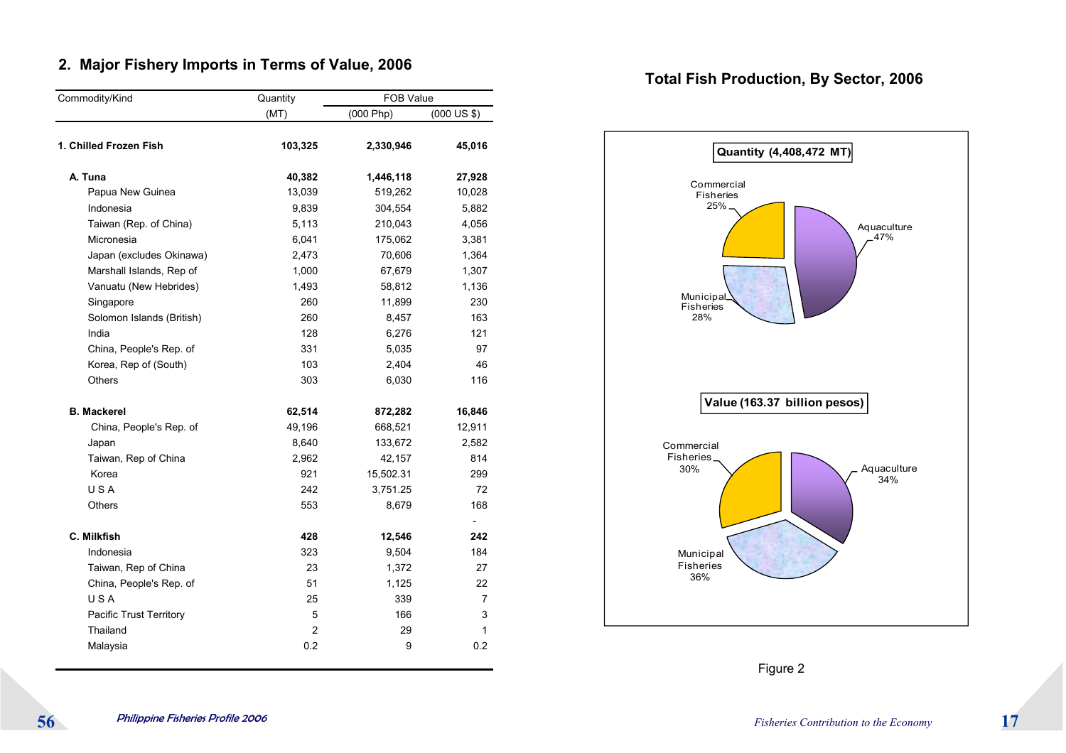## 2. Major Fishery Imports in Terms of Value, 2006

| Commodity/Kind | Quantity (MT) | FOB Value (000 Php) | FOB Value (000 US $) |
|---|---|---|---|
| **1. Chilled Frozen Fish** | **103,325** | **2,330,946** | **45,016** |
| **A. Tuna** | **40,382** | **1,446,118** | **27,928** |
| Papua New Guinea | 13,039 | 519,262 | 10,028 |
| Indonesia | 9,839 | 304,554 | 5,882 |
| Taiwan (Rep. of China) | 5,113 | 210,043 | 4,056 |
| Micronesia | 6,041 | 175,062 | 3,381 |
| Japan (excludes Okinawa) | 2,473 | 70,606 | 1,364 |
| Marshall Islands, Rep of | 1,000 | 67,679 | 1,307 |
| Vanuatu (New Hebrides) | 1,493 | 58,812 | 1,136 |
| Singapore | 260 | 11,899 | 230 |
| Solomon Islands (British) | 260 | 8,457 | 163 |
| India | 128 | 6,276 | 121 |
| China, People's Rep. of | 331 | 5,035 | 97 |
| Korea, Rep of (South) | 103 | 2,404 | 46 |
| Others | 303 | 6,030 | 116 |
| **B. Mackerel** | **62,514** | **872,282** | **16,846** |
| China, People's Rep. of | 49,196 | 668,521 | 12,911 |
| Japan | 8,640 | 133,672 | 2,582 |
| Taiwan, Rep of China | 2,962 | 42,157 | 814 |
| Korea | 921 | 15,502.31 | 299 |
| U S A | 242 | 3,751.25 | 72 |
| Others | 553 | 8,679 | 168 |
| | | | - |
| **C. Milkfish** | **428** | **12,546** | **242** |
| Indonesia | 323 | 9,504 | 184 |
| Taiwan, Rep of China | 23 | 1,372 | 27 |
| China, People's Rep. of | 51 | 1,125 | 22 |
| U S A | 25 | 339 | 7 |
| Pacific Trust Territory | 5 | 166 | 3 |
| Thailand | 2 | 29 | 1 |
| Malaysia | 0.2 | 9 | 0.2 |

## Total Fish Production, By Sector, 2006

Quantity (4,408,472 MT)

Commercial Fisheries 25%

Aquaculture 47%

Municipal Fisheries 28%

Value (163.37 billion pesos)

Commercial Fisheries 30%

Aquaculture 34%

Municipal Fisheries 36%

Figure 2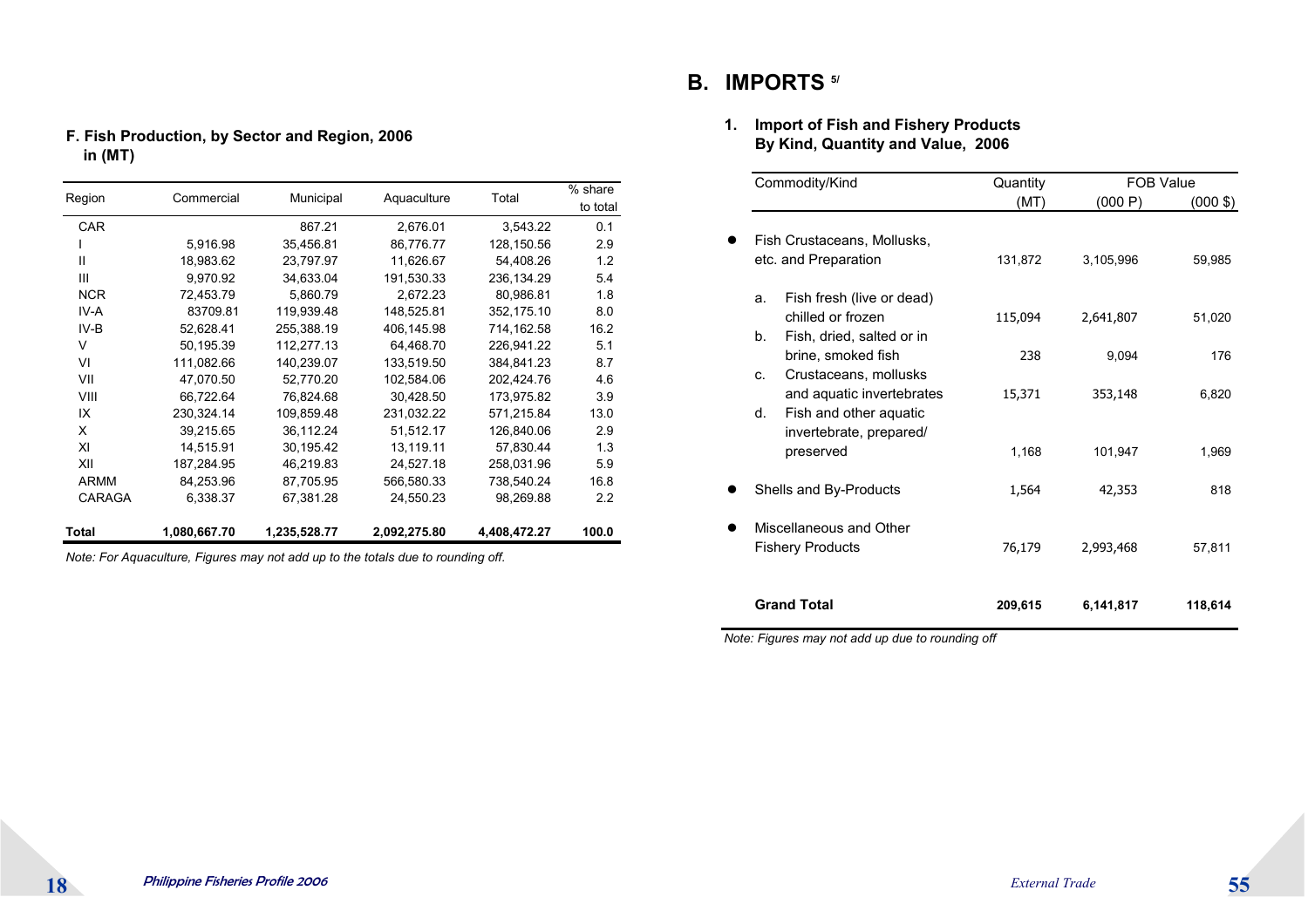### F. Fish Production, by Sector and Region, 2006
**in (MT)**

| Region | Commercial | Municipal | Aquaculture | Total | % share to total |
|---|---|---|---|---|---|
| CAR | | 867.21 | 2,676.01 | 3,543.22 | 0.1 |
| I | 5,916.98 | 35,456.81 | 86,776.77 | 128,150.56 | 2.9 |
| II | 18,983.62 | 23,797.97 | 11,626.67 | 54,408.26 | 1.2 |
| III | 9,970.92 | 34,633.04 | 191,530.33 | 236,134.29 | 5.4 |
| NCR | 72,453.79 | 5,860.79 | 2,672.23 | 80,986.81 | 1.8 |
| IV-A | 83709.81 | 119,939.48 | 148,525.81 | 352,175.10 | 8.0 |
| IV-B | 52,628.41 | 255,388.19 | 406,145.98 | 714,162.58 | 16.2 |
| V | 50,195.39 | 112,277.13 | 64,468.70 | 226,941.22 | 5.1 |
| VI | 111,082.66 | 140,239.07 | 133,519.50 | 384,841.23 | 8.7 |
| VII | 47,070.50 | 52,770.20 | 102,584.06 | 202,424.76 | 4.6 |
| VIII | 66,722.64 | 76,824.68 | 30,428.50 | 173,975.82 | 3.9 |
| IX | 230,324.14 | 109,859.48 | 231,032.22 | 571,215.84 | 13.0 |
| X | 39,215.65 | 36,112.24 | 51,512.17 | 126,840.06 | 2.9 |
| XI | 14,515.91 | 30,195.42 | 13,119.11 | 57,830.44 | 1.3 |
| XII | 187,284.95 | 46,219.83 | 24,527.18 | 258,031.96 | 5.9 |
| ARMM | 84,253.96 | 87,705.95 | 566,580.33 | 738,540.24 | 16.8 |
| CARAGA | 6,338.37 | 67,381.28 | 24,550.23 | 98,269.88 | 2.2 |
| **Total** | **1,080,667.70** | **1,235,528.77** | **2,092,275.80** | **4,408,472.27** | **100.0** |

*Note: For Aquaculture, Figures may not add up to the totals due to rounding off.*

## B. IMPORTS [5/]

### 1. Import of Fish and Fishery Products By Kind, Quantity and Value, 2006

| Commodity/Kind | Quantity (MT) | FOB Value (000 P) | FOB Value (000 $) |
|---|---|---|---|
| ● Fish Crustaceans, Mollusks, etc. and Preparation | 131,872 | 3,105,996 | 59,985 |
| a. Fish fresh (live or dead) chilled or frozen | 115,094 | 2,641,807 | 51,020 |
| b. Fish, dried, salted or in brine, smoked fish | 238 | 9,094 | 176 |
| c. Crustaceans, mollusks and aquatic invertebrates | 15,371 | 353,148 | 6,820 |
| d. Fish and other aquatic invertebrate, prepared/ preserved | 1,168 | 101,947 | 1,969 |
| ● Shells and By-Products | 1,564 | 42,353 | 818 |
| ● Miscellaneous and Other Fishery Products | 76,179 | 2,993,468 | 57,811 |
| **Grand Total** | **209,615** | **6,141,817** | **118,614** |

*Note: Figures may not add up due to rounding off*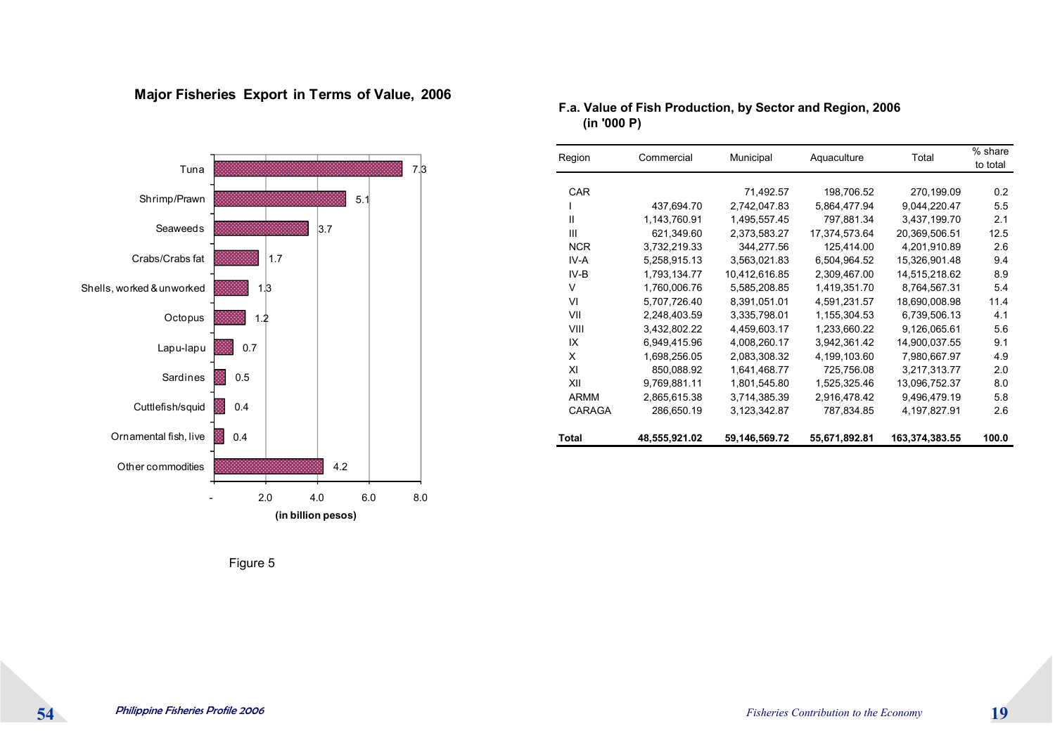## Major Fisheries Export in Terms of Value, 2006

Tuna 7.3
Shrimp/Prawn 5.1
Seaweeds 3.7
Crabs/Crabs fat 1.7
Shells, worked & unworked 1.3
Octopus 1.2
Lapu-lapu 0.7
Sardines 0.5
Cuttlefish/squid 0.4
Ornamental fish, live 0.4
Other commodities 4.2

- 2.0 4.0 6.0 8.0

(in billion pesos)

Figure 5

## F.a. Value of Fish Production, by Sector and Region, 2006
(in '000 P)

| Region | Commercial | Municipal | Aquaculture | Total | % share to total |
|---|---|---|---|---|---|
| CAR | | 71,492.57 | 198,706.52 | 270,199.09 | 0.2 |
| I | 437,694.70 | 2,742,047.83 | 5,864,477.94 | 9,044,220.47 | 5.5 |
| II | 1,143,760.91 | 1,495,557.45 | 797,881.34 | 3,437,199.70 | 2.1 |
| III | 621,349.60 | 2,373,583.27 | 17,374,573.64 | 20,369,506.51 | 12.5 |
| NCR | 3,732,219.33 | 344,277.56 | 125,414.00 | 4,201,910.89 | 2.6 |
| IV-A | 5,258,915.13 | 3,563,021.83 | 6,504,964.52 | 15,326,901.48 | 9.4 |
| IV-B | 1,793,134.77 | 10,412,616.85 | 2,309,467.00 | 14,515,218.62 | 8.9 |
| V | 1,760,006.76 | 5,585,208.85 | 1,419,351.70 | 8,764,567.31 | 5.4 |
| VI | 5,707,726.40 | 8,391,051.01 | 4,591,231.57 | 18,690,008.98 | 11.4 |
| VII | 2,248,403.59 | 3,335,798.01 | 1,155,304.53 | 6,739,506.13 | 4.1 |
| VIII | 3,432,802.22 | 4,459,603.17 | 1,233,660.22 | 9,126,065.61 | 5.6 |
| IX | 6,949,415.96 | 4,008,260.17 | 3,942,361.42 | 14,900,037.55 | 9.1 |
| X | 1,698,256.05 | 2,083,308.32 | 4,199,103.60 | 7,980,667.97 | 4.9 |
| XI | 850,088.92 | 1,641,468.77 | 725,756.08 | 3,217,313.77 | 2.0 |
| XII | 9,769,881.11 | 1,801,545.80 | 1,525,325.46 | 13,096,752.37 | 8.0 |
| ARMM | 2,865,615.38 | 3,714,385.39 | 2,916,478.42 | 9,496,479.19 | 5.8 |
| CARAGA | 286,650.19 | 3,123,342.87 | 787,834.85 | 4,197,827.91 | 2.6 |
| **Total** | **48,555,921.02** | **59,146,569.72** | **55,671,892.81** | **163,374,383.55** | **100.0** |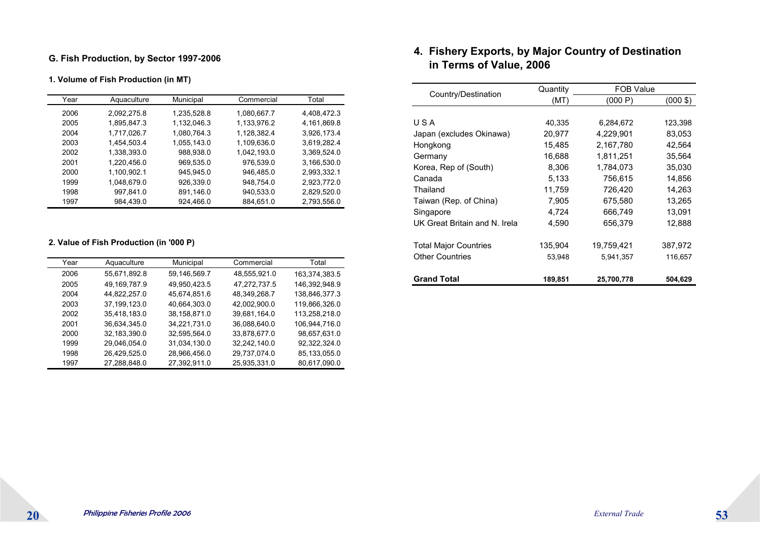## G. Fish Production, by Sector 1997-2006

### 1. Volume of Fish Production (in MT)

| Year | Aquaculture | Municipal | Commercial | Total |
|---|---|---|---|---|
| 2006 | 2,092,275.8 | 1,235,528.8 | 1,080,667.7 | 4,408,472.3 |
| 2005 | 1,895,847.3 | 1,132,046.3 | 1,133,976.2 | 4,161,869.8 |
| 2004 | 1,717,026.7 | 1,080,764.3 | 1,128,382.4 | 3,926,173.4 |
| 2003 | 1,454,503.4 | 1,055,143.0 | 1,109,636.0 | 3,619,282.4 |
| 2002 | 1,338,393.0 | 988,938.0 | 1,042,193.0 | 3,369,524.0 |
| 2001 | 1,220,456.0 | 969,535.0 | 976,539.0 | 3,166,530.0 |
| 2000 | 1,100,902.1 | 945,945.0 | 946,485.0 | 2,993,332.1 |
| 1999 | 1,048,679.0 | 926,339.0 | 948,754.0 | 2,923,772.0 |
| 1998 | 997,841.0 | 891,146.0 | 940,533.0 | 2,829,520.0 |
| 1997 | 984,439.0 | 924,466.0 | 884,651.0 | 2,793,556.0 |

### 2. Value of Fish Production (in '000 P)

| Year | Aquaculture | Municipal | Commercial | Total |
|---|---|---|---|---|
| 2006 | 55,671,892.8 | 59,146,569.7 | 48,555,921.0 | 163,374,383.5 |
| 2005 | 49,169,787.9 | 49,950,423.5 | 47,272,737.5 | 146,392,948.9 |
| 2004 | 44,822,257.0 | 45,674,851.6 | 48,349,268.7 | 138,846,377.3 |
| 2003 | 37,199,123.0 | 40,664,303.0 | 42,002,900.0 | 119,866,326.0 |
| 2002 | 35,418,183.0 | 38,158,871.0 | 39,681,164.0 | 113,258,218.0 |
| 2001 | 36,634,345.0 | 34,221,731.0 | 36,088,640.0 | 106,944,716.0 |
| 2000 | 32,183,390.0 | 32,595,564.0 | 33,878,677.0 | 98,657,631.0 |
| 1999 | 29,046,054.0 | 31,034,130.0 | 32,242,140.0 | 92,322,324.0 |
| 1998 | 26,429,525.0 | 28,966,456.0 | 29,737,074.0 | 85,133,055.0 |
| 1997 | 27,288,848.0 | 27,392,911.0 | 25,935,331.0 | 80,617,090.0 |

## 4. Fishery Exports, by Major Country of Destination in Terms of Value, 2006

| Country/Destination | Quantity (MT) | FOB Value | |
|---|---|---|---|
| | | (000 P) | (000 $) |
| U S A | 40,335 | 6,284,672 | 123,398 |
| Japan (excludes Okinawa) | 20,977 | 4,229,901 | 83,053 |
| Hongkong | 15,485 | 2,167,780 | 42,564 |
| Germany | 16,688 | 1,811,251 | 35,564 |
| Korea, Rep of (South) | 8,306 | 1,784,073 | 35,030 |
| Canada | 5,133 | 756,615 | 14,856 |
| Thailand | 11,759 | 726,420 | 14,263 |
| Taiwan (Rep. of China) | 7,905 | 675,580 | 13,265 |
| Singapore | 4,724 | 666,749 | 13,091 |
| UK Great Britain and N. Irela | 4,590 | 656,379 | 12,888 |
| Total Major Countries | 135,904 | 19,759,421 | 387,972 |
| Other Countries | 53,948 | 5,941,357 | 116,657 |
| **Grand Total** | **189,851** | **25,700,778** | **504,629** |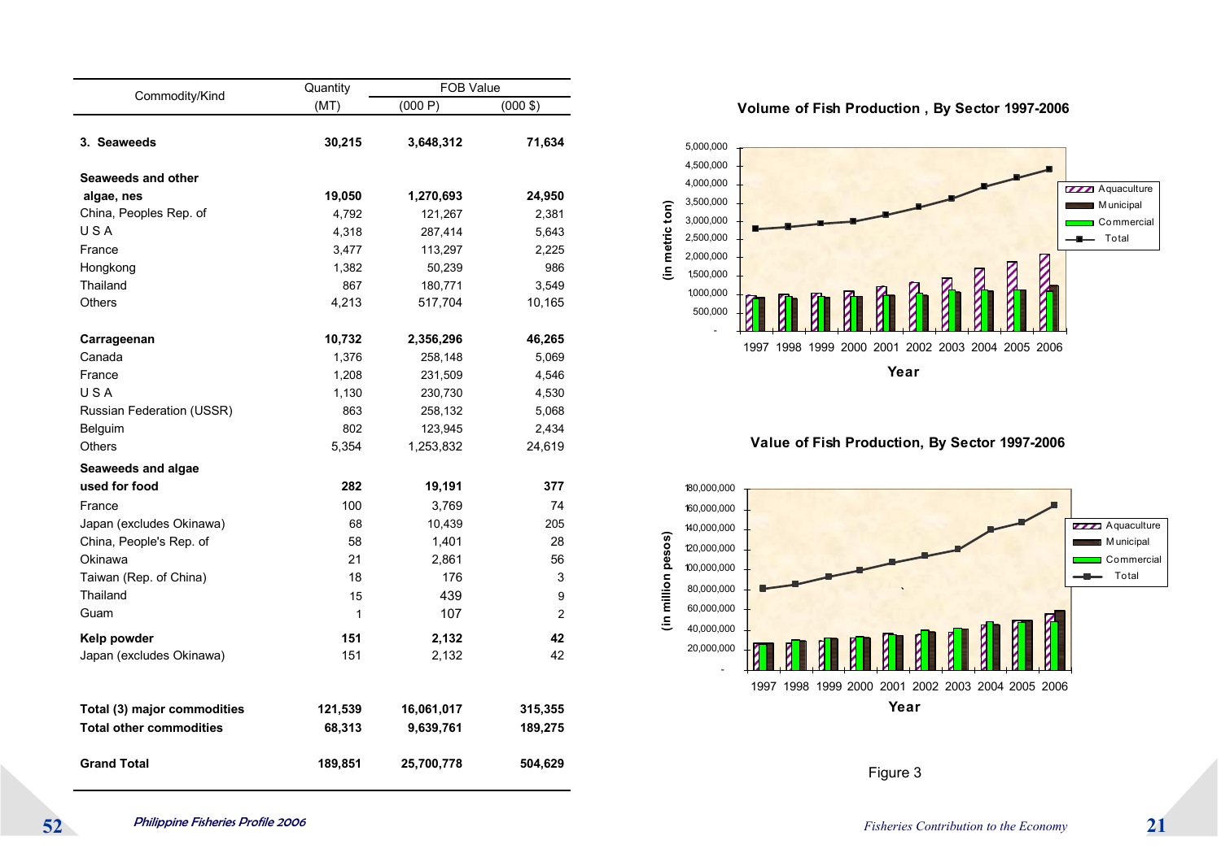| Commodity/Kind | Quantity (MT) | FOB Value (000 P) | FOB Value (000 $) |
|---|---|---|---|
| **3. Seaweeds** | **30,215** | **3,648,312** | **71,634** |
| **Seaweeds and other algae, nes** | **19,050** | **1,270,693** | **24,950** |
| China, Peoples Rep. of | 4,792 | 121,267 | 2,381 |
| U S A | 4,318 | 287,414 | 5,643 |
| France | 3,477 | 113,297 | 2,225 |
| Hongkong | 1,382 | 50,239 | 986 |
| Thailand | 867 | 180,771 | 3,549 |
| Others | 4,213 | 517,704 | 10,165 |
| **Carrageenan** | **10,732** | **2,356,296** | **46,265** |
| Canada | 1,376 | 258,148 | 5,069 |
| France | 1,208 | 231,509 | 4,546 |
| U S A | 1,130 | 230,730 | 4,530 |
| Russian Federation (USSR) | 863 | 258,132 | 5,068 |
| Belguim | 802 | 123,945 | 2,434 |
| Others | 5,354 | 1,253,832 | 24,619 |
| **Seaweeds and algae used for food** | **282** | **19,191** | **377** |
| France | 100 | 3,769 | 74 |
| Japan (excludes Okinawa) | 68 | 10,439 | 205 |
| China, People's Rep. of | 58 | 1,401 | 28 |
| Okinawa | 21 | 2,861 | 56 |
| Taiwan (Rep. of China) | 18 | 176 | 3 |
| Thailand | 15 | 439 | 9 |
| Guam | 1 | 107 | 2 |
| **Kelp powder** | **151** | **2,132** | **42** |
| Japan (excludes Okinawa) | 151 | 2,132 | 42 |
| **Total (3) major commodities** | **121,539** | **16,061,017** | **315,355** |
| **Total other commodities** | **68,313** | **9,639,761** | **189,275** |
| **Grand Total** | **189,851** | **25,700,778** | **504,629** |

**Volume of Fish Production , By Sector 1997-2006**

(in metric ton)

5,000,000
4,500,000
4,000,000
3,500,000
3,000,000
2,500,000
2,000,000
1,500,000
1,000,000
500,000
-

1997 1998 1999 2000 2001 2002 2003 2004 2005 2006

Year

Aquaculture
Municipal
Commercial
Total

**Value of Fish Production, By Sector 1997-2006**

(in million pesos)

180,000,000
160,000,000
140,000,000
120,000,000
100,000,000
80,000,000
60,000,000
40,000,000
20,000,000
-

1997 1998 1999 2000 2001 2002 2003 2004 2005 2006

Year

Aquaculture
Municipal
Commercial
Total

Figure 3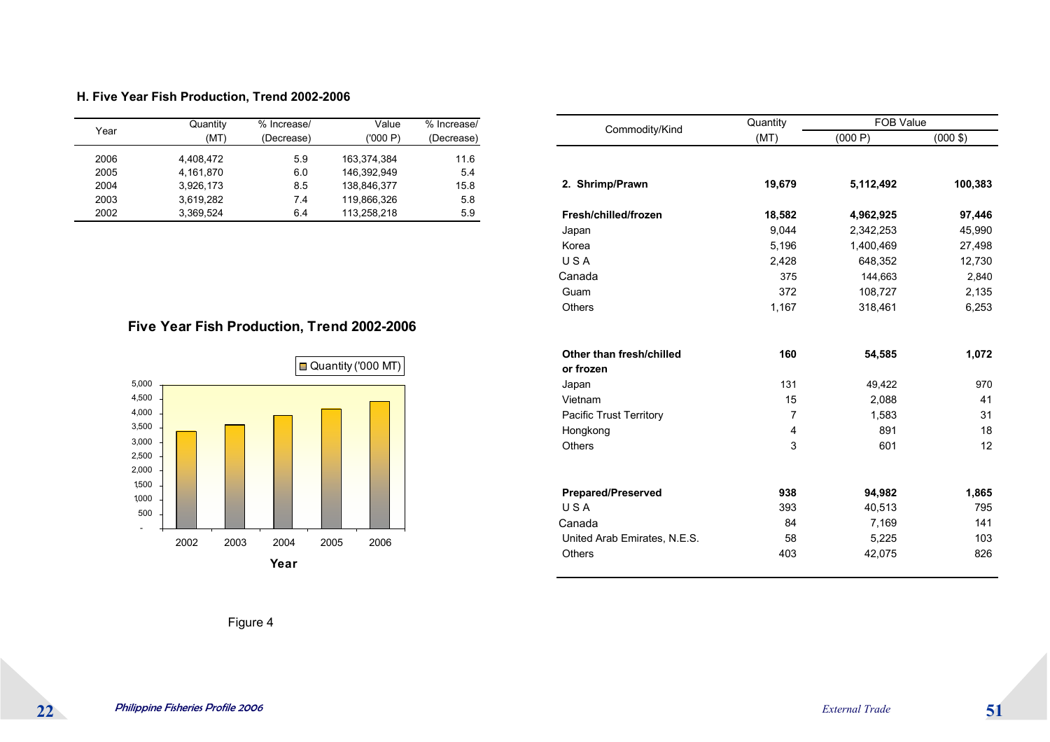### H. Five Year Fish Production, Trend 2002-2006

| Year | Quantity (MT) | % Increase/ (Decrease) | Value ('000 P) | % Increase/ (Decrease) |
|---|---|---|---|---|
| 2006 | 4,408,472 | 5.9 | 163,374,384 | 11.6 |
| 2005 | 4,161,870 | 6.0 | 146,392,949 | 5.4 |
| 2004 | 3,926,173 | 8.5 | 138,846,377 | 15.8 |
| 2003 | 3,619,282 | 7.4 | 119,866,326 | 5.8 |
| 2002 | 3,369,524 | 6.4 | 113,258,218 | 5.9 |

**Five Year Fish Production, Trend 2002-2006**

Quantity ('000 MT)

5,000
4,500
4,000
3,500
3,000
2,500
2,000
1,500
1,000
500
-

2002 2003 2004 2005 2006

Year

Figure 4

| Commodity/Kind | Quantity (MT) | FOB Value (000 P) | (000 $) |
|---|---|---|---|
| **2. Shrimp/Prawn** | **19,679** | **5,112,492** | **100,383** |
| **Fresh/chilled/frozen** | **18,582** | **4,962,925** | **97,446** |
| Japan | 9,044 | 2,342,253 | 45,990 |
| Korea | 5,196 | 1,400,469 | 27,498 |
| U S A | 2,428 | 648,352 | 12,730 |
| Canada | 375 | 144,663 | 2,840 |
| Guam | 372 | 108,727 | 2,135 |
| Others | 1,167 | 318,461 | 6,253 |
| **Other than fresh/chilled or frozen** | **160** | **54,585** | **1,072** |
| Japan | 131 | 49,422 | 970 |
| Vietnam | 15 | 2,088 | 41 |
| Pacific Trust Territory | 7 | 1,583 | 31 |
| Hongkong | 4 | 891 | 18 |
| Others | 3 | 601 | 12 |
| **Prepared/Preserved** | **938** | **94,982** | **1,865** |
| U S A | 393 | 40,513 | 795 |
| Canada | 84 | 7,169 | 141 |
| United Arab Emirates, N.E.S. | 58 | 5,225 | 103 |
| Others | 403 | 42,075 | 826 |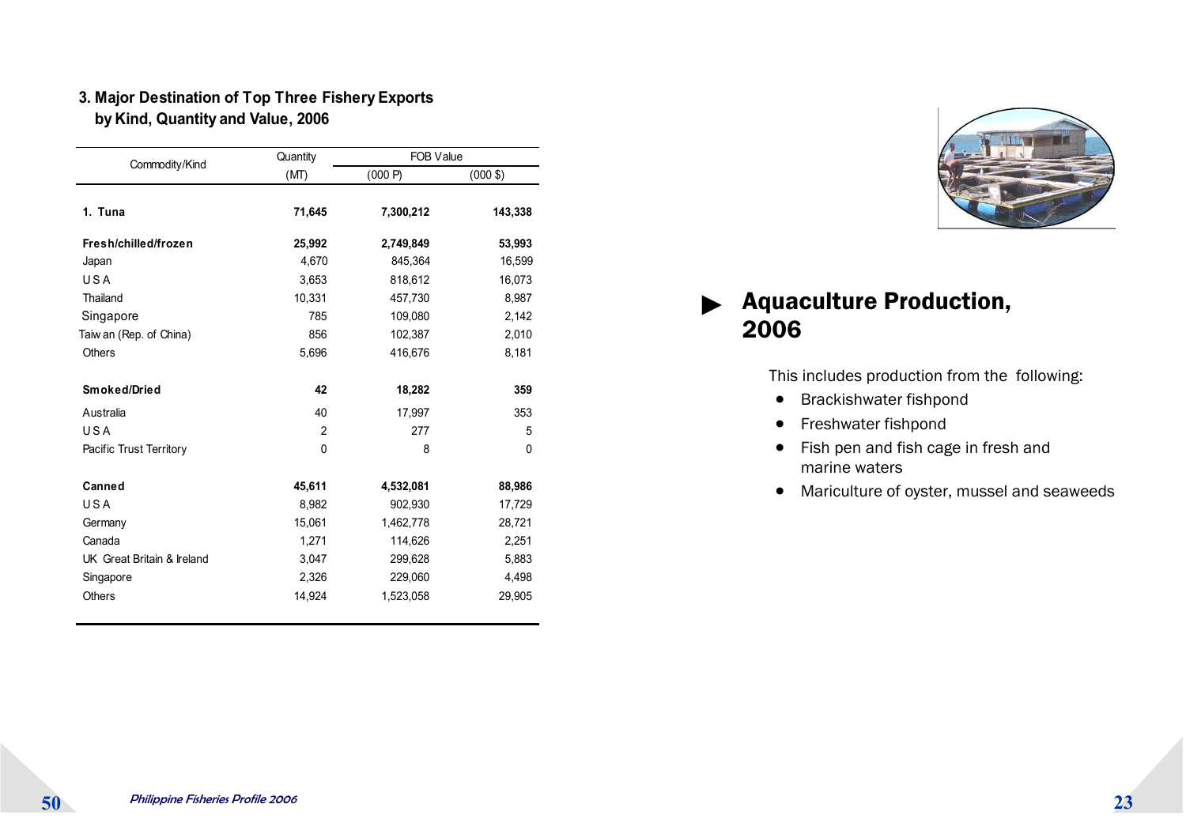### 3. Major Destination of Top Three Fishery Exports by Kind, Quantity and Value, 2006

| Commodity/Kind | Quantity (MT) | FOB Value (000 P) | FOB Value (000 $) |
|---|---|---|---|
| **1. Tuna** | **71,645** | **7,300,212** | **143,338** |
| **Fresh/chilled/frozen** | **25,992** | **2,749,849** | **53,993** |
| Japan | 4,670 | 845,364 | 16,599 |
| USA | 3,653 | 818,612 | 16,073 |
| Thailand | 10,331 | 457,730 | 8,987 |
| Singapore | 785 | 109,080 | 2,142 |
| Taiwan (Rep. of China) | 856 | 102,387 | 2,010 |
| Others | 5,696 | 416,676 | 8,181 |
| **Smoked/Dried** | **42** | **18,282** | **359** |
| Australia | 40 | 17,997 | 353 |
| USA | 2 | 277 | 5 |
| Pacific Trust Territory | 0 | 8 | 0 |
| **Canned** | **45,611** | **4,532,081** | **88,986** |
| USA | 8,982 | 902,930 | 17,729 |
| Germany | 15,061 | 1,462,778 | 28,721 |
| Canada | 1,271 | 114,626 | 2,251 |
| UK Great Britain & Ireland | 3,047 | 299,628 | 5,883 |
| Singapore | 2,326 | 229,060 | 4,498 |
| Others | 14,924 | 1,523,058 | 29,905 |

## Aquaculture Production, 2006

This includes production from the following:

- Brackishwater fishpond
- Freshwater fishpond
- Fish pen and fish cage in fresh and marine waters
- Mariculture of oyster, mussel and seaweeds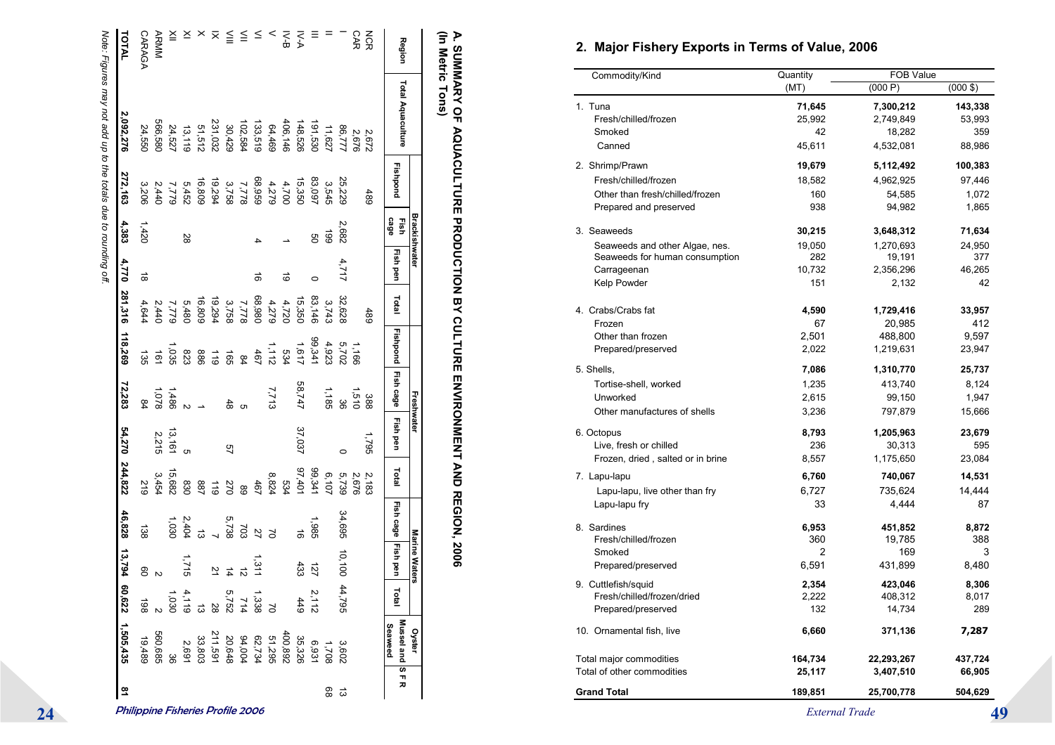## A. SUMMARY OF AQUACULTURE PRODUCTION BY CULTURE ENVIRONMENT AND REGION, 2006 (In Metric Tons)

| Region | Total Aquaculture | Brackishwater | | | | Freshwater | | | | Marine Waters | | | Oyster Mussel and Seaweed | S F R |
|---|---|---|---|---|---|---|---|---|---|---|---|---|---|---|
| | | Fishpond | Fish cage | Fish pen | Total | Fishpond | Fish cage | Fish pen | Total | Fish cage | Fish pen | Total | | |
| NCR | 2,672 | 489 | | | 489 | | 388 | 1,795 | 2,183 | | | | | |
| CAR | 2,676 | | | | | 1,166 | 1,510 | | 2,676 | | | | | |
| I | 86,777 | 25,229 | 2,682 | 4,717 | 32,628 | 5,702 | 36 | 0 | 5,739 | 34,695 | 10,100 | 44,795 | 3,602 | 13 |
| II | 11,627 | 3,545 | 199 | | 3,743 | 4,923 | 1,185 | | 6,107 | | | | 1,708 | 68 |
| III | 191,530 | 83,097 | 50 | 0 | 83,146 | 99,341 | | | 99,341 | 1,985 | 127 | 2,112 | 6,931 | |
| IV-A | 148,526 | 15,350 | | | 15,350 | 1,617 | 58,747 | 37,037 | 97,401 | 16 | 433 | 449 | 35,326 | |
| IV-B | 406,146 | 4,700 | 1 | 19 | 4,720 | 534 | | | 534 | | | | 400,892 | |
| V | 64,469 | 4,279 | | | 4,279 | 1,112 | 7,713 | | 8,824 | 70 | | 70 | 51,295 | |
| VI | 133,519 | 68,959 | 4 | 16 | 68,980 | 467 | | | 467 | 27 | 1,311 | 1,338 | 62,734 | |
| VII | 102,584 | 7,778 | | | 7,778 | 84 | 5 | | 89 | 703 | 12 | 714 | 94,004 | |
| VIII | 30,429 | 3,758 | | | 3,758 | 165 | 48 | 57 | 270 | 5,738 | 14 | 5,752 | 20,648 | |
| IX | 231,032 | 19,294 | | | 19,294 | 119 | | | 119 | 7 | 21 | 28 | 211,591 | |
| X | 51,512 | 16,809 | | | 16,809 | 886 | 1 | | 887 | 13 | | 13 | 33,803 | |
| XI | 13,119 | 5,452 | 28 | | 5,480 | 823 | 2 | 5 | 830 | 2,404 | 1,715 | 4,119 | 2,691 | |
| XII | 24,527 | 7,779 | | | 7,779 | 1,035 | 1,486 | 13,161 | 15,682 | 1,030 | | 1,030 | 36 | |
| ARMM | 566,580 | 2,440 | | | 2,440 | 161 | 1,078 | 2,215 | 3,454 | | 2 | 2 | 560,685 | |
| CARAGA | 24,550 | 3,206 | 1,420 | 18 | 4,644 | 135 | 84 | | 219 | 138 | 60 | 198 | 19,489 | |
| **TOTAL** | **2,092,276** | **272,163** | **4,383** | **4,770** | **281,316** | **118,269** | **72,283** | **54,270** | **244,822** | **46,828** | **13,794** | **60,622** | **1,505,435** | **81** |

*Note: Figures may not add up to the totals due to rounding off.*

## 2. Major Fishery Exports in Terms of Value, 2006

| Commodity/Kind | Quantity (MT) | FOB Value (000 P) | FOB Value (000 $) |
|---|---|---|---|
| 1. Tuna | **71,645** | **7,300,212** | **143,338** |
| Fresh/chilled/frozen | 25,992 | 2,749,849 | 53,993 |
| Smoked | 42 | 18,282 | 359 |
| Canned | 45,611 | 4,532,081 | 88,986 |
| 2. Shrimp/Prawn | **19,679** | **5,112,492** | **100,383** |
| Fresh/chilled/frozen | 18,582 | 4,962,925 | 97,446 |
| Other than fresh/chilled/frozen | 160 | 54,585 | 1,072 |
| Prepared and preserved | 938 | 94,982 | 1,865 |
| 3. Seaweeds | **30,215** | **3,648,312** | **71,634** |
| Seaweeds and other Algae, nes. | 19,050 | 1,270,693 | 24,950 |
| Seaweeds for human consumption | 282 | 19,191 | 377 |
| Carrageenan | 10,732 | 2,356,296 | 46,265 |
| Kelp Powder | 151 | 2,132 | 42 |
| 4. Crabs/Crabs fat | **4,590** | **1,729,416** | **33,957** |
| Frozen | 67 | 20,985 | 412 |
| Other than frozen | 2,501 | 488,800 | 9,597 |
| Prepared/preserved | 2,022 | 1,219,631 | 23,947 |
| 5. Shells, | **7,086** | **1,310,770** | **25,737** |
| Tortise-shell, worked | 1,235 | 413,740 | 8,124 |
| Unworked | 2,615 | 99,150 | 1,947 |
| Other manufactures of shells | 3,236 | 797,879 | 15,666 |
| 6. Octopus | **8,793** | **1,205,963** | **23,679** |
| Live, fresh or chilled | 236 | 30,313 | 595 |
| Frozen, dried , salted or in brine | 8,557 | 1,175,650 | 23,084 |
| 7. Lapu-lapu | **6,760** | **740,067** | **14,531** |
| Lapu-lapu, live other than fry | 6,727 | 735,624 | 14,444 |
| Lapu-lapu fry | 33 | 4,444 | 87 |
| 8. Sardines | **6,953** | **451,852** | **8,872** |
| Fresh/chilled/frozen | 360 | 19,785 | 388 |
| Smoked | 2 | 169 | 3 |
| Prepared/preserved | 6,591 | 431,899 | 8,480 |
| 9. Cuttlefish/squid | **2,354** | **423,046** | **8,306** |
| Fresh/chilled/frozen/dried | 2,222 | 408,312 | 8,017 |
| Prepared/preserved | 132 | 14,734 | 289 |
| 10. Ornamental fish, live | **6,660** | **371,136** | **7,287** |
| Total major commodities | **164,734** | **22,293,267** | **437,724** |
| Total of other commodities | **25,117** | **3,407,510** | **66,905** |
| **Grand Total** | **189,851** | **25,700,778** | **504,629** |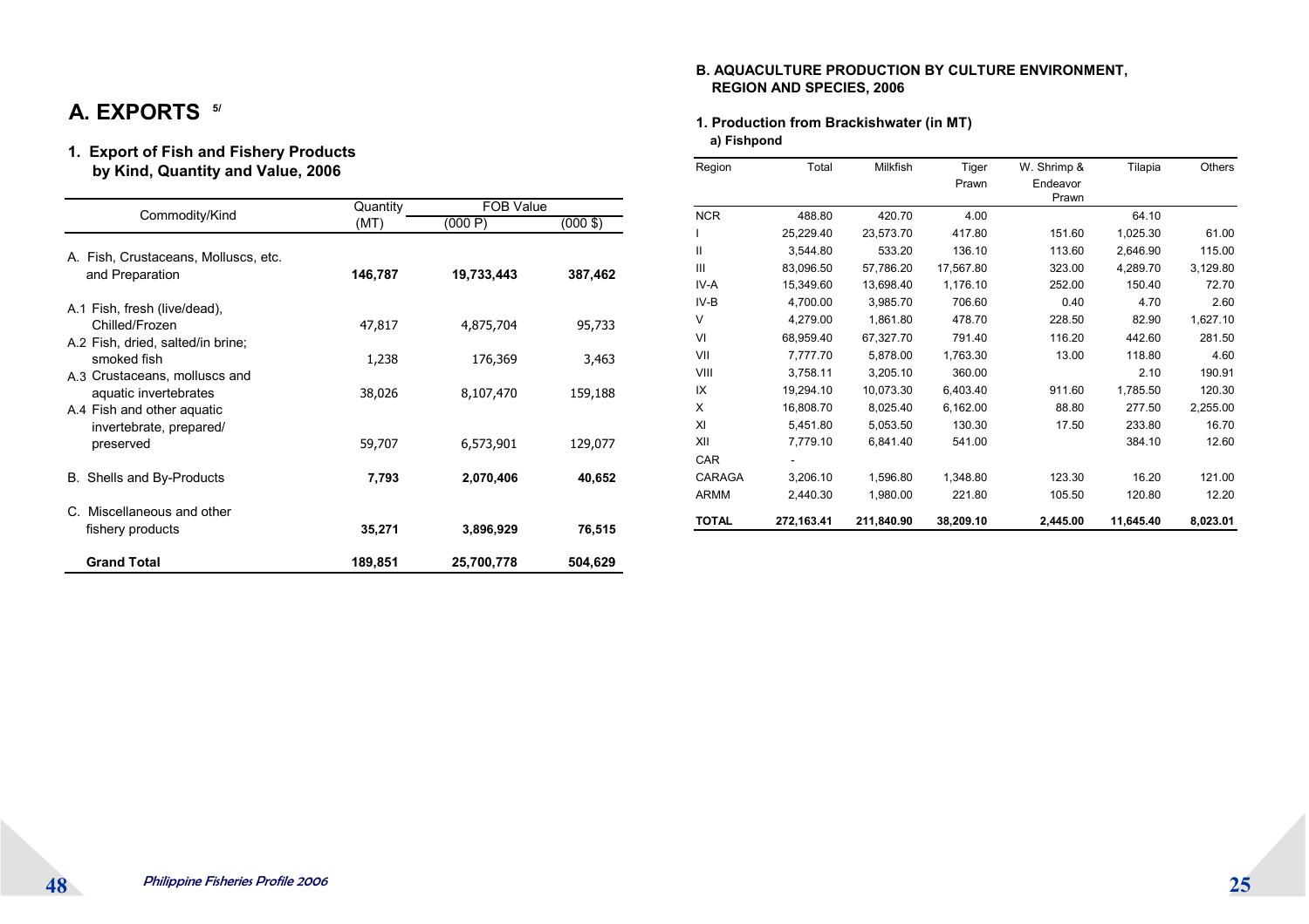# A. EXPORTS [5/]

### 1. Export of Fish and Fishery Products by Kind, Quantity and Value, 2006

| Commodity/Kind | Quantity (MT) | FOB Value (000 P) | (000 $) |
|---|---|---|---|
| A. Fish, Crustaceans, Molluscs, etc. and Preparation | **146,787** | **19,733,443** | **387,462** |
| A.1 Fish, fresh (live/dead), Chilled/Frozen | 47,817 | 4,875,704 | 95,733 |
| A.2 Fish, dried, salted/in brine; smoked fish | 1,238 | 176,369 | 3,463 |
| A.3 Crustaceans, molluscs and aquatic invertebrates | 38,026 | 8,107,470 | 159,188 |
| A.4 Fish and other aquatic invertebrate, prepared/ preserved | 59,707 | 6,573,901 | 129,077 |
| B. Shells and By-Products | **7,793** | **2,070,406** | **40,652** |
| C. Miscellaneous and other fishery products | **35,271** | **3,896,929** | **76,515** |
| **Grand Total** | **189,851** | **25,700,778** | **504,629** |

## B. AQUACULTURE PRODUCTION BY CULTURE ENVIRONMENT, REGION AND SPECIES, 2006

### 1. Production from Brackishwater (in MT)

**a) Fishpond**

| Region | Total | Milkfish | Tiger Prawn | W. Shrimp & Endeavor Prawn | Tilapia | Others |
|---|---|---|---|---|---|---|
| NCR | 488.80 | 420.70 | 4.00 | | 64.10 | |
| I | 25,229.40 | 23,573.70 | 417.80 | 151.60 | 1,025.30 | 61.00 |
| II | 3,544.80 | 533.20 | 136.10 | 113.60 | 2,646.90 | 115.00 |
| III | 83,096.50 | 57,786.20 | 17,567.80 | 323.00 | 4,289.70 | 3,129.80 |
| IV-A | 15,349.60 | 13,698.40 | 1,176.10 | 252.00 | 150.40 | 72.70 |
| IV-B | 4,700.00 | 3,985.70 | 706.60 | 0.40 | 4.70 | 2.60 |
| V | 4,279.00 | 1,861.80 | 478.70 | 228.50 | 82.90 | 1,627.10 |
| VI | 68,959.40 | 67,327.70 | 791.40 | 116.20 | 442.60 | 281.50 |
| VII | 7,777.70 | 5,878.00 | 1,763.30 | 13.00 | 118.80 | 4.60 |
| VIII | 3,758.11 | 3,205.10 | 360.00 | | 2.10 | 190.91 |
| IX | 19,294.10 | 10,073.30 | 6,403.40 | 911.60 | 1,785.50 | 120.30 |
| X | 16,808.70 | 8,025.40 | 6,162.00 | 88.80 | 277.50 | 2,255.00 |
| XI | 5,451.80 | 5,053.50 | 130.30 | 17.50 | 233.80 | 16.70 |
| XII | 7,779.10 | 6,841.40 | 541.00 | | 384.10 | 12.60 |
| CAR | - | | | | | |
| CARAGA | 3,206.10 | 1,596.80 | 1,348.80 | 123.30 | 16.20 | 121.00 |
| ARMM | 2,440.30 | 1,980.00 | 221.80 | 105.50 | 120.80 | 12.20 |
| **TOTAL** | **272,163.41** | **211,840.90** | **38,209.10** | **2,445.00** | **11,645.40** | **8,023.01** |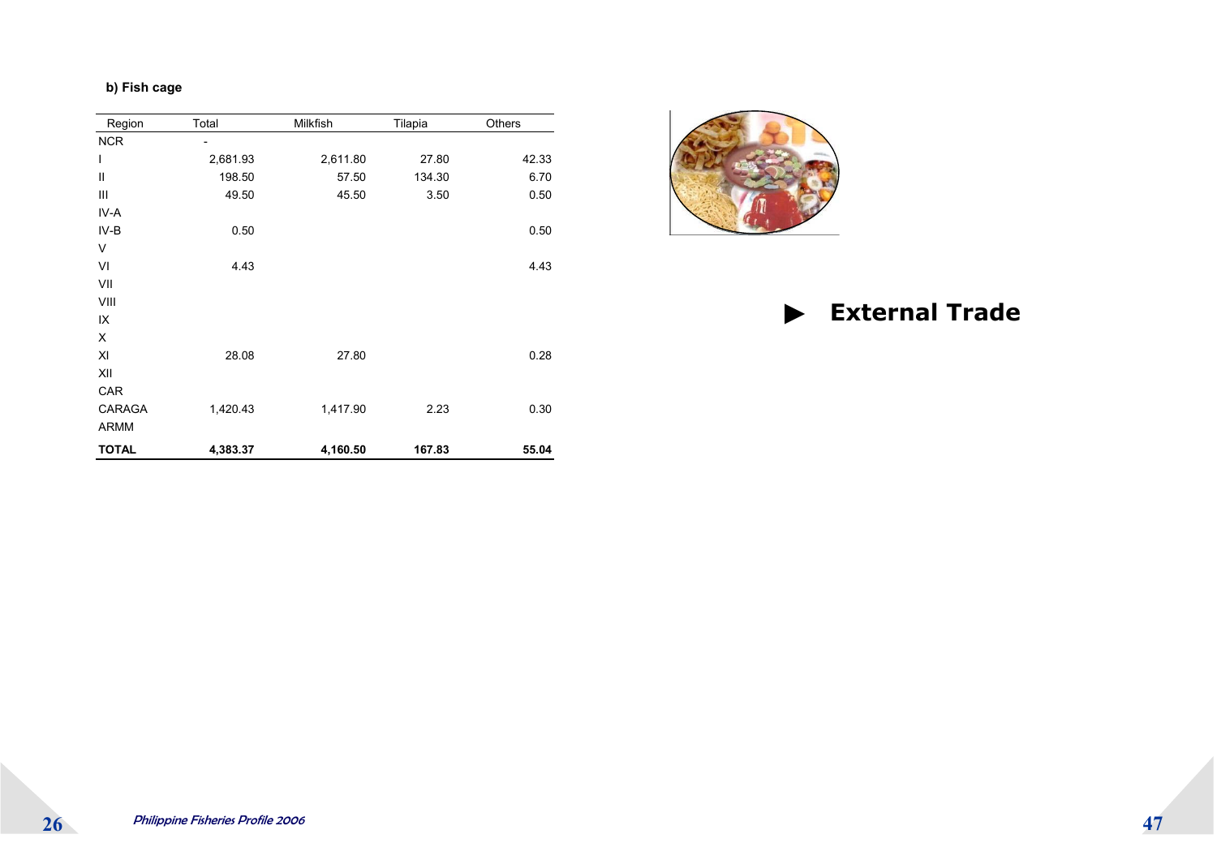b) Fish cage

| Region | Total | Milkfish | Tilapia | Others |
|---|---|---|---|---|
| NCR | - | | | |
| I | 2,681.93 | 2,611.80 | 27.80 | 42.33 |
| II | 198.50 | 57.50 | 134.30 | 6.70 |
| III | 49.50 | 45.50 | 3.50 | 0.50 |
| IV-A | | | | |
| IV-B | 0.50 | | | 0.50 |
| V | | | | |
| VI | 4.43 | | | 4.43 |
| VII | | | | |
| VIII | | | | |
| IX | | | | |
| X | | | | |
| XI | 28.08 | 27.80 | | 0.28 |
| XII | | | | |
| CAR | | | | |
| CARAGA | 1,420.43 | 1,417.90 | 2.23 | 0.30 |
| ARMM | | | | |
| **TOTAL** | **4,383.37** | **4,160.50** | **167.83** | **55.04** |

# ▶ External Trade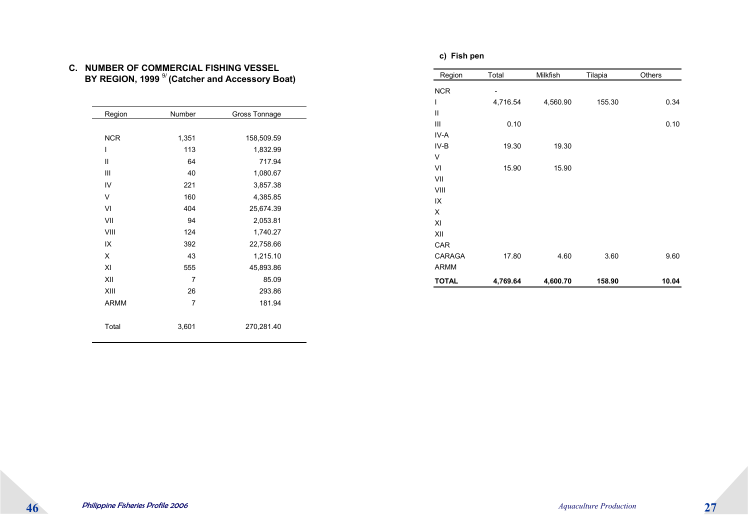## C. NUMBER OF COMMERCIAL FISHING VESSEL BY REGION, 1999 [9/] (Catcher and Accessory Boat)

| Region | Number | Gross Tonnage |
|---|---|---|
| NCR | 1,351 | 158,509.59 |
| I | 113 | 1,832.99 |
| II | 64 | 717.94 |
| III | 40 | 1,080.67 |
| IV | 221 | 3,857.38 |
| V | 160 | 4,385.85 |
| VI | 404 | 25,674.39 |
| VII | 94 | 2,053.81 |
| VIII | 124 | 1,740.27 |
| IX | 392 | 22,758.66 |
| X | 43 | 1,215.10 |
| XI | 555 | 45,893.86 |
| XII | 7 | 85.09 |
| XIII | 26 | 293.86 |
| ARMM | 7 | 181.94 |
| Total | 3,601 | 270,281.40 |

### c) Fish pen

| Region | Total | Milkfish | Tilapia | Others |
|---|---|---|---|---|
| NCR | - | | | |
| I | 4,716.54 | 4,560.90 | 155.30 | 0.34 |
| II | | | | |
| III | 0.10 | | | 0.10 |
| IV-A | | | | |
| IV-B | 19.30 | 19.30 | | |
| V | | | | |
| VI | 15.90 | 15.90 | | |
| VII | | | | |
| VIII | | | | |
| IX | | | | |
| X | | | | |
| XI | | | | |
| XII | | | | |
| CAR | | | | |
| CARAGA | 17.80 | 4.60 | 3.60 | 9.60 |
| ARMM | | | | |
| **TOTAL** | **4,769.64** | **4,600.70** | **158.90** | **10.04** |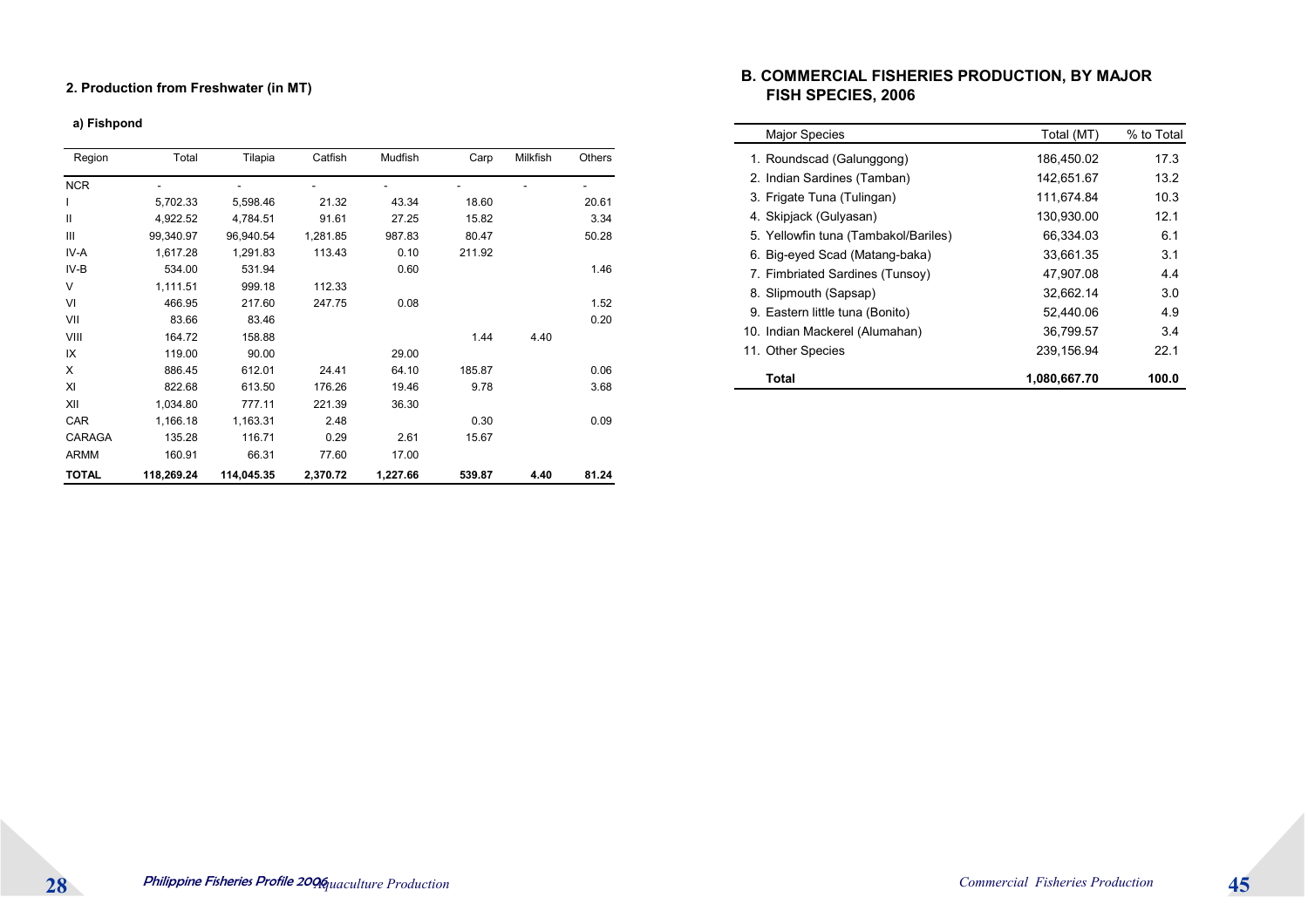## 2. Production from Freshwater (in MT)

### a) Fishpond

| Region | Total | Tilapia | Catfish | Mudfish | Carp | Milkfish | Others |
|---|---|---|---|---|---|---|---|
| NCR | - | - | - | - | - | - | - |
| I | 5,702.33 | 5,598.46 | 21.32 | 43.34 | 18.60 | | 20.61 |
| II | 4,922.52 | 4,784.51 | 91.61 | 27.25 | 15.82 | | 3.34 |
| III | 99,340.97 | 96,940.54 | 1,281.85 | 987.83 | 80.47 | | 50.28 |
| IV-A | 1,617.28 | 1,291.83 | 113.43 | 0.10 | 211.92 | | |
| IV-B | 534.00 | 531.94 | | 0.60 | | | 1.46 |
| V | 1,111.51 | 999.18 | 112.33 | | | | |
| VI | 466.95 | 217.60 | 247.75 | 0.08 | | | 1.52 |
| VII | 83.66 | 83.46 | | | | | 0.20 |
| VIII | 164.72 | 158.88 | | | 1.44 | 4.40 | |
| IX | 119.00 | 90.00 | | 29.00 | | | |
| X | 886.45 | 612.01 | 24.41 | 64.10 | 185.87 | | 0.06 |
| XI | 822.68 | 613.50 | 176.26 | 19.46 | 9.78 | | 3.68 |
| XII | 1,034.80 | 777.11 | 221.39 | 36.30 | | | |
| CAR | 1,166.18 | 1,163.31 | 2.48 | | 0.30 | | 0.09 |
| CARAGA | 135.28 | 116.71 | 0.29 | 2.61 | 15.67 | | |
| ARMM | 160.91 | 66.31 | 77.60 | 17.00 | | | |
| **TOTAL** | **118,269.24** | **114,045.35** | **2,370.72** | **1,227.66** | **539.87** | **4.40** | **81.24** |

## B. COMMERCIAL FISHERIES PRODUCTION, BY MAJOR FISH SPECIES, 2006

| Major Species | Total (MT) | % to Total |
|---|---|---|
| 1. Roundscad (Galunggong) | 186,450.02 | 17.3 |
| 2. Indian Sardines (Tamban) | 142,651.67 | 13.2 |
| 3. Frigate Tuna (Tulingan) | 111,674.84 | 10.3 |
| 4. Skipjack (Gulyasan) | 130,930.00 | 12.1 |
| 5. Yellowfin tuna (Tambakol/Bariles) | 66,334.03 | 6.1 |
| 6. Big-eyed Scad (Matang-baka) | 33,661.35 | 3.1 |
| 7. Fimbriated Sardines (Tunsoy) | 47,907.08 | 4.4 |
| 8. Slipmouth (Sapsap) | 32,662.14 | 3.0 |
| 9. Eastern little tuna (Bonito) | 52,440.06 | 4.9 |
| 10. Indian Mackerel (Alumahan) | 36,799.57 | 3.4 |
| 11. Other Species | 239,156.94 | 22.1 |
| **Total** | **1,080,667.70** | **100.0** |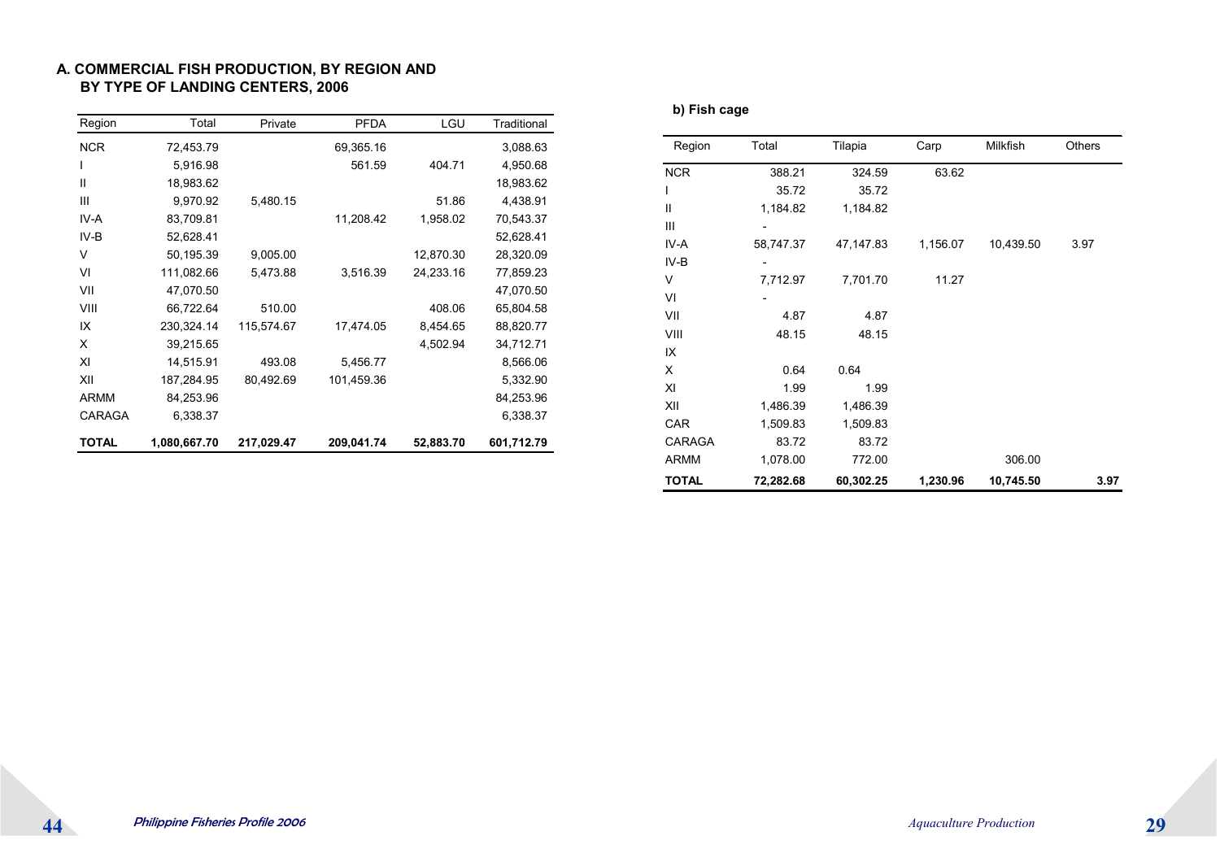## A. COMMERCIAL FISH PRODUCTION, BY REGION AND BY TYPE OF LANDING CENTERS, 2006

| Region | Total | Private | PFDA | LGU | Traditional |
|---|---|---|---|---|---|
| NCR | 72,453.79 | | 69,365.16 | | 3,088.63 |
| I | 5,916.98 | | 561.59 | 404.71 | 4,950.68 |
| II | 18,983.62 | | | | 18,983.62 |
| III | 9,970.92 | 5,480.15 | | 51.86 | 4,438.91 |
| IV-A | 83,709.81 | | 11,208.42 | 1,958.02 | 70,543.37 |
| IV-B | 52,628.41 | | | | 52,628.41 |
| V | 50,195.39 | 9,005.00 | | 12,870.30 | 28,320.09 |
| VI | 111,082.66 | 5,473.88 | 3,516.39 | 24,233.16 | 77,859.23 |
| VII | 47,070.50 | | | | 47,070.50 |
| VIII | 66,722.64 | 510.00 | | 408.06 | 65,804.58 |
| IX | 230,324.14 | 115,574.67 | 17,474.05 | 8,454.65 | 88,820.77 |
| X | 39,215.65 | | | 4,502.94 | 34,712.71 |
| XI | 14,515.91 | 493.08 | 5,456.77 | | 8,566.06 |
| XII | 187,284.95 | 80,492.69 | 101,459.36 | | 5,332.90 |
| ARMM | 84,253.96 | | | | 84,253.96 |
| CARAGA | 6,338.37 | | | | 6,338.37 |
| **TOTAL** | **1,080,667.70** | **217,029.47** | **209,041.74** | **52,883.70** | **601,712.79** |

### b) Fish cage

| Region | Total | Tilapia | Carp | Milkfish | Others |
|---|---|---|---|---|---|
| NCR | 388.21 | 324.59 | 63.62 | | |
| I | 35.72 | 35.72 | | | |
| II | 1,184.82 | 1,184.82 | | | |
| III | - | | | | |
| IV-A | 58,747.37 | 47,147.83 | 1,156.07 | 10,439.50 | 3.97 |
| IV-B | - | | | | |
| V | 7,712.97 | 7,701.70 | 11.27 | | |
| VI | - | | | | |
| VII | 4.87 | 4.87 | | | |
| VIII | 48.15 | 48.15 | | | |
| IX | | | | | |
| X | 0.64 | 0.64 | | | |
| XI | 1.99 | 1.99 | | | |
| XII | 1,486.39 | 1,486.39 | | | |
| CAR | 1,509.83 | 1,509.83 | | | |
| CARAGA | 83.72 | 83.72 | | | |
| ARMM | 1,078.00 | 772.00 | | 306.00 | |
| **TOTAL** | **72,282.68** | **60,302.25** | **1,230.96** | **10,745.50** | **3.97** |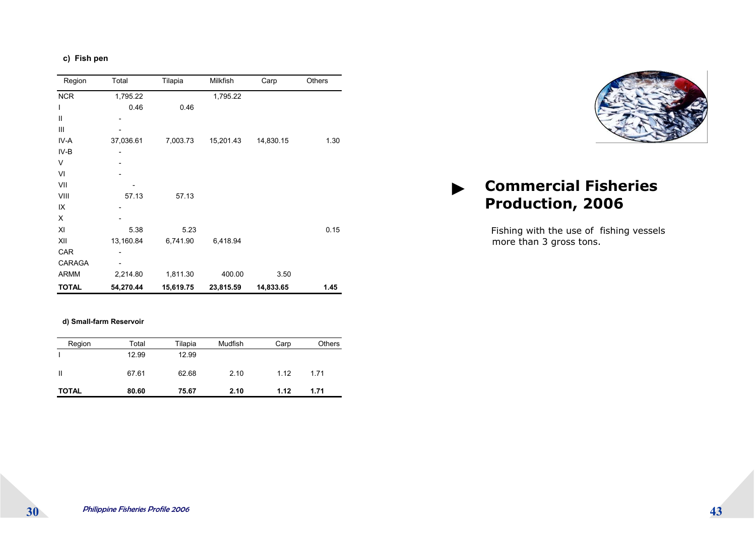#### c) Fish pen

| Region | Total | Tilapia | Milkfish | Carp | Others |
|---|---|---|---|---|---|
| NCR | 1,795.22 | | 1,795.22 | | |
| I | 0.46 | 0.46 | | | |
| II | - | | | | |
| III | - | | | | |
| IV-A | 37,036.61 | 7,003.73 | 15,201.43 | 14,830.15 | 1.30 |
| IV-B | - | | | | |
| V | - | | | | |
| VI | - | | | | |
| VII | - | | | | |
| VIII | 57.13 | 57.13 | | | |
| IX | - | | | | |
| X | - | | | | |
| XI | 5.38 | 5.23 | | | 0.15 |
| XII | 13,160.84 | 6,741.90 | 6,418.94 | | |
| CAR | - | | | | |
| CARAGA | - | | | | |
| ARMM | 2,214.80 | 1,811.30 | 400.00 | 3.50 | |
| **TOTAL** | **54,270.44** | **15,619.75** | **23,815.59** | **14,833.65** | **1.45** |

#### d) Small-farm Reservoir

| Region | Total | Tilapia | Mudfish | Carp | Others |
|---|---|---|---|---|---|
| I | 12.99 | 12.99 | | | |
| II | 67.61 | 62.68 | 2.10 | 1.12 | 1.71 |
| **TOTAL** | **80.60** | **75.67** | **2.10** | **1.12** | **1.71** |

# Commercial Fisheries Production, 2006

Fishing with the use of fishing vessels more than 3 gross tons.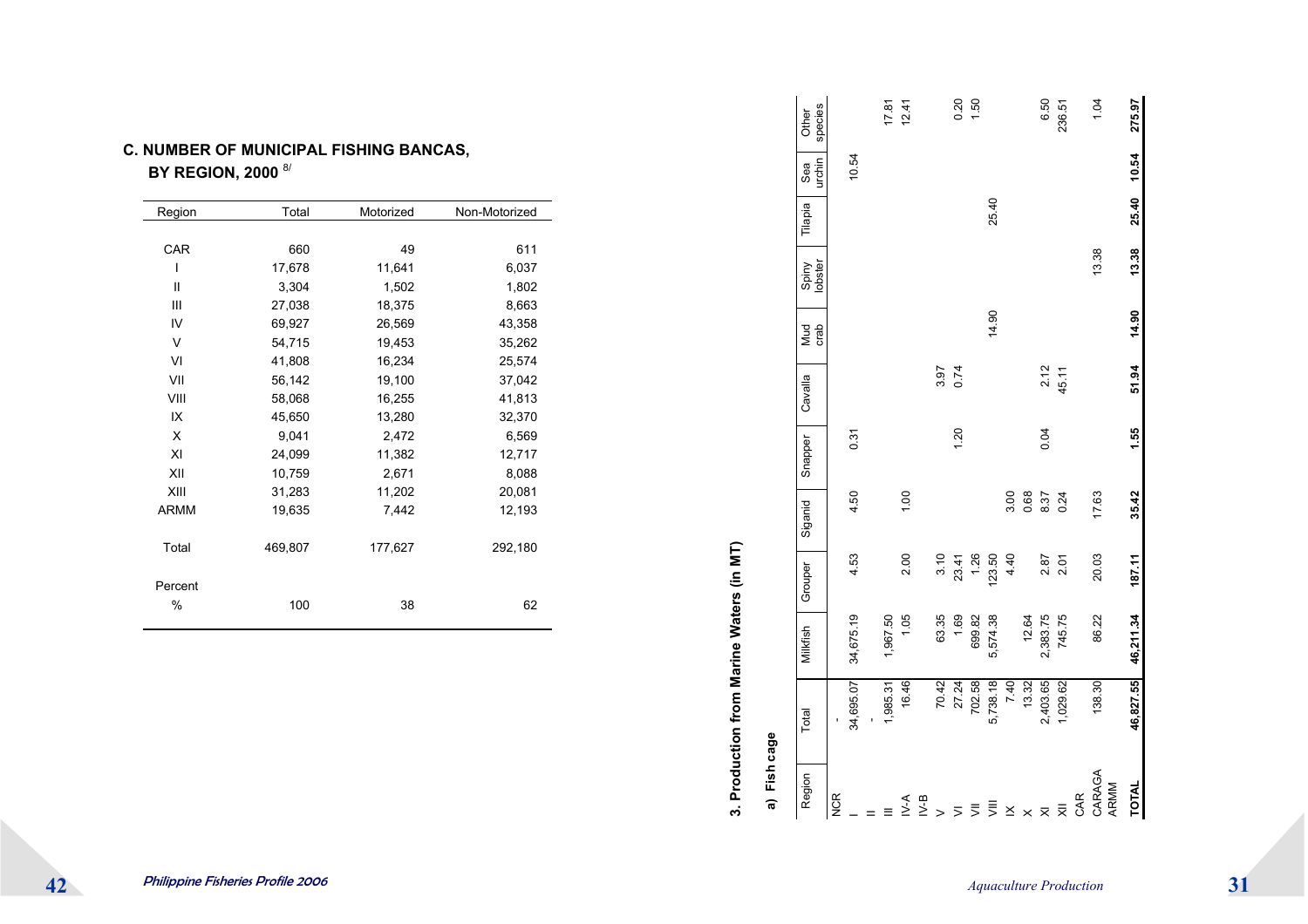## C. NUMBER OF MUNICIPAL FISHING BANCAS, BY REGION, 2000 [8/]

| Region | Total | Motorized | Non-Motorized |
|---|---|---|---|
| CAR | 660 | 49 | 611 |
| I | 17,678 | 11,641 | 6,037 |
| II | 3,304 | 1,502 | 1,802 |
| III | 27,038 | 18,375 | 8,663 |
| IV | 69,927 | 26,569 | 43,358 |
| V | 54,715 | 19,453 | 35,262 |
| VI | 41,808 | 16,234 | 25,574 |
| VII | 56,142 | 19,100 | 37,042 |
| VIII | 58,068 | 16,255 | 41,813 |
| IX | 45,650 | 13,280 | 32,370 |
| X | 9,041 | 2,472 | 6,569 |
| XI | 24,099 | 11,382 | 12,717 |
| XII | 10,759 | 2,671 | 8,088 |
| XIII | 31,283 | 11,202 | 20,081 |
| ARMM | 19,635 | 7,442 | 12,193 |
| Total | 469,807 | 177,627 | 292,180 |
| Percent | | | |
| % | 100 | 38 | 62 |

## 3. Production from Marine Waters (in MT)

### a) Fish cage

| Region | Total | Milkfish | Grouper | Siganid | Snapper | Cavalla | Mud crab | Spiny lobster | Tilapia | Sea urchin | Other species |
|---|---|---|---|---|---|---|---|---|---|---|---|
| NCR | - | | | | | | | | | | |
| I | 34,695.07 | 34,675.19 | 4.53 | 4.50 | 0.31 | | | | | 10.54 | |
| II | - | | | | | | | | | | |
| III | 1,985.31 | 1,967.50 | | | | | | | | | 17.81 |
| IV-A | 16.46 | 1.05 | 2.00 | 1.00 | | | | | | | 12.41 |
| IV-B | | | | | | | | | | | |
| V | 70.42 | 63.35 | 3.10 | | | 3.97 | | | | | |
| VI | 27.24 | 1.69 | 23.41 | | 1.20 | 0.74 | | | | | 0.20 |
| VII | 702.58 | 699.82 | 1.26 | | | | | | | | 1.50 |
| VIII | 5,738.18 | 5,574.38 | 123.50 | | | | 14.90 | | 25.40 | | |
| IX | 7.40 | | 4.40 | 3.00 | | | | | | | |
| X | 13.32 | 12.64 | | 0.68 | | | | | | | |
| XI | 2,403.65 | 2,383.75 | 2.87 | 8.37 | 0.04 | 2.12 | | | | | 6.50 |
| XII | 1,029.62 | 745.75 | 2.01 | 0.24 | | 45.11 | | | | | 236.51 |
| CAR | | | | | | | | | | | |
| CARAGA | 138.30 | 86.22 | 20.03 | 17.63 | | | | 13.38 | | | 1.04 |
| ARMM | | | | | | | | | | | |
| **TOTAL** | **46,827.55** | **46,211.34** | **187.11** | **35.42** | **1.55** | **51.94** | **14.90** | **13.38** | **25.40** | **10.54** | **275.97** |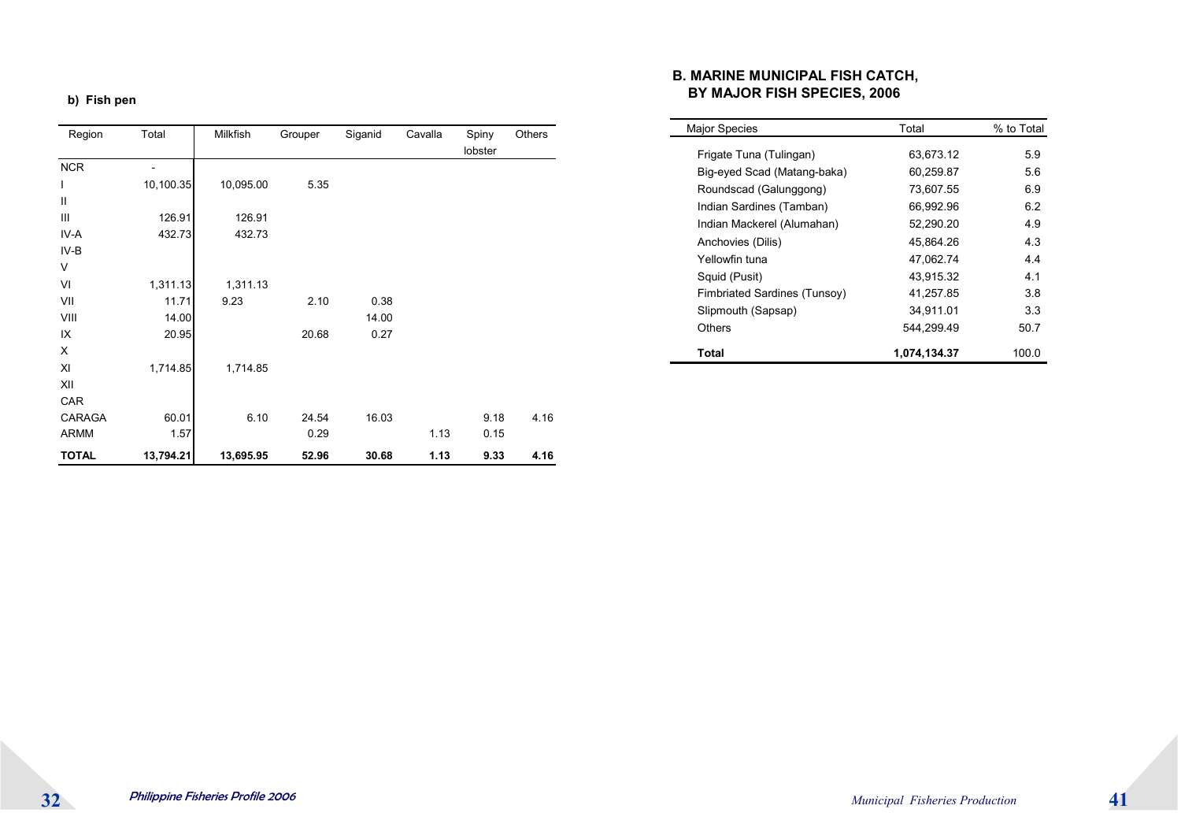**b) Fish pen**

| Region | Total | Milkfish | Grouper | Siganid | Cavalla | Spiny lobster | Others |
|---|---|---|---|---|---|---|---|
| NCR | - | | | | | | |
| I | 10,100.35 | 10,095.00 | 5.35 | | | | |
| II | | | | | | | |
| III | 126.91 | 126.91 | | | | | |
| IV-A | 432.73 | 432.73 | | | | | |
| IV-B | | | | | | | |
| V | | | | | | | |
| VI | 1,311.13 | 1,311.13 | | | | | |
| VII | 11.71 | 9.23 | 2.10 | 0.38 | | | |
| VIII | 14.00 | | | 14.00 | | | |
| IX | 20.95 | | 20.68 | 0.27 | | | |
| X | | | | | | | |
| XI | 1,714.85 | 1,714.85 | | | | | |
| XII | | | | | | | |
| CAR | | | | | | | |
| CARAGA | 60.01 | 6.10 | 24.54 | 16.03 | | 9.18 | 4.16 |
| ARMM | 1.57 | | 0.29 | | 1.13 | 0.15 | |
| **TOTAL** | **13,794.21** | **13,695.95** | **52.96** | **30.68** | **1.13** | **9.33** | **4.16** |

## B. MARINE MUNICIPAL FISH CATCH, BY MAJOR FISH SPECIES, 2006

| Major Species | Total | % to Total |
|---|---|---|
| Frigate Tuna (Tulingan) | 63,673.12 | 5.9 |
| Big-eyed Scad (Matang-baka) | 60,259.87 | 5.6 |
| Roundscad (Galunggong) | 73,607.55 | 6.9 |
| Indian Sardines (Tamban) | 66,992.96 | 6.2 |
| Indian Mackerel (Alumahan) | 52,290.20 | 4.9 |
| Anchovies (Dilis) | 45,864.26 | 4.3 |
| Yellowfin tuna | 47,062.74 | 4.4 |
| Squid (Pusit) | 43,915.32 | 4.1 |
| Fimbriated Sardines (Tunsoy) | 41,257.85 | 3.8 |
| Slipmouth (Sapsap) | 34,911.01 | 3.3 |
| Others | 544,299.49 | 50.7 |
| **Total** | **1,074,134.37** | 100.0 |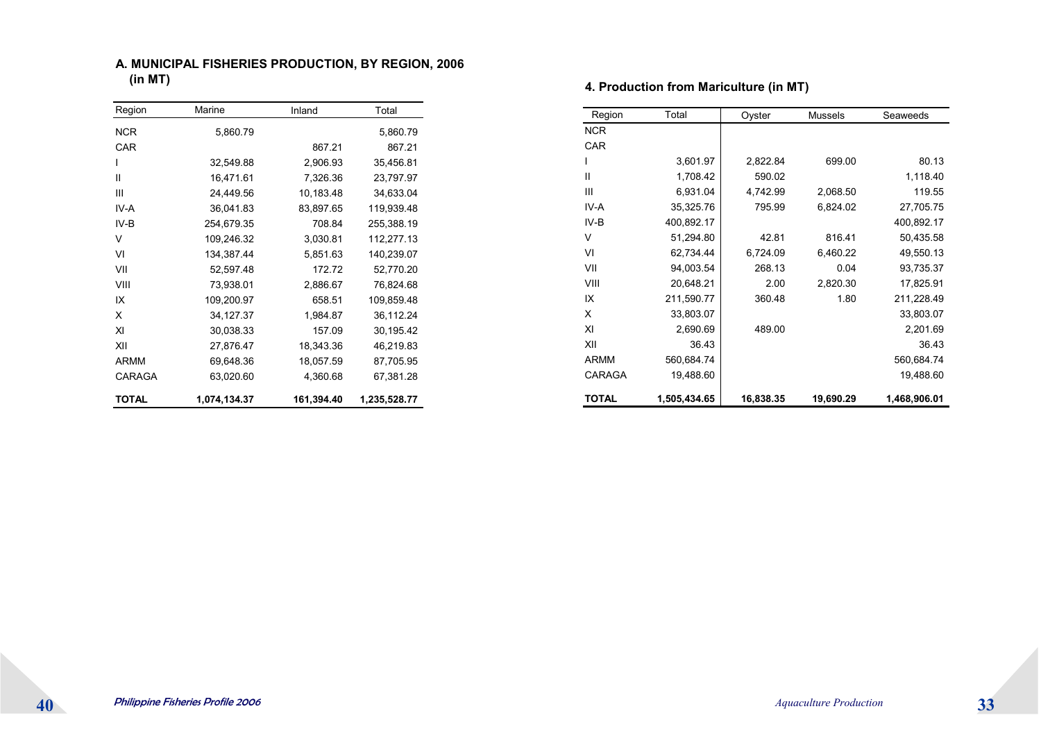## A. MUNICIPAL FISHERIES PRODUCTION, BY REGION, 2006 (in MT)

| Region | Marine | Inland | Total |
|---|---|---|---|
| NCR | 5,860.79 | | 5,860.79 |
| CAR | | 867.21 | 867.21 |
| I | 32,549.88 | 2,906.93 | 35,456.81 |
| II | 16,471.61 | 7,326.36 | 23,797.97 |
| III | 24,449.56 | 10,183.48 | 34,633.04 |
| IV-A | 36,041.83 | 83,897.65 | 119,939.48 |
| IV-B | 254,679.35 | 708.84 | 255,388.19 |
| V | 109,246.32 | 3,030.81 | 112,277.13 |
| VI | 134,387.44 | 5,851.63 | 140,239.07 |
| VII | 52,597.48 | 172.72 | 52,770.20 |
| VIII | 73,938.01 | 2,886.67 | 76,824.68 |
| IX | 109,200.97 | 658.51 | 109,859.48 |
| X | 34,127.37 | 1,984.87 | 36,112.24 |
| XI | 30,038.33 | 157.09 | 30,195.42 |
| XII | 27,876.47 | 18,343.36 | 46,219.83 |
| ARMM | 69,648.36 | 18,057.59 | 87,705.95 |
| CARAGA | 63,020.60 | 4,360.68 | 67,381.28 |
| **TOTAL** | **1,074,134.37** | **161,394.40** | **1,235,528.77** |

## 4. Production from Mariculture (in MT)

| Region | Total | Oyster | Mussels | Seaweeds |
|---|---|---|---|---|
| NCR | | | | |
| CAR | | | | |
| I | 3,601.97 | 2,822.84 | 699.00 | 80.13 |
| II | 1,708.42 | 590.02 | | 1,118.40 |
| III | 6,931.04 | 4,742.99 | 2,068.50 | 119.55 |
| IV-A | 35,325.76 | 795.99 | 6,824.02 | 27,705.75 |
| IV-B | 400,892.17 | | | 400,892.17 |
| V | 51,294.80 | 42.81 | 816.41 | 50,435.58 |
| VI | 62,734.44 | 6,724.09 | 6,460.22 | 49,550.13 |
| VII | 94,003.54 | 268.13 | 0.04 | 93,735.37 |
| VIII | 20,648.21 | 2.00 | 2,820.30 | 17,825.91 |
| IX | 211,590.77 | 360.48 | 1.80 | 211,228.49 |
| X | 33,803.07 | | | 33,803.07 |
| XI | 2,690.69 | 489.00 | | 2,201.69 |
| XII | 36.43 | | | 36.43 |
| ARMM | 560,684.74 | | | 560,684.74 |
| CARAGA | 19,488.60 | | | 19,488.60 |
| **TOTAL** | **1,505,434.65** | **16,838.35** | **19,690.29** | **1,468,906.01** |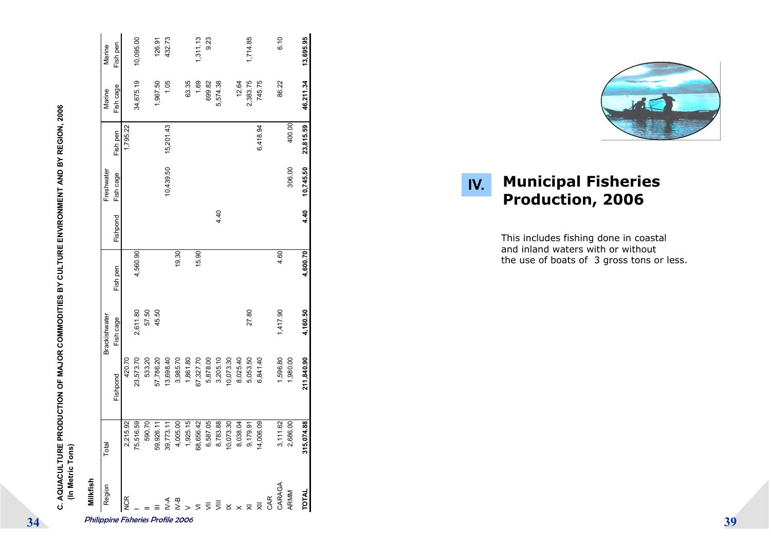**C. AQUACULTURE PRODUCTION OF MAJOR COMMODITIES BY CULTURE ENVIRONMENT AND BY REGION, 2006**
**(In Metric Tons)**

**Milkfish**

| Region | Total | Brackishwater | | | Freshwater | | | Marine | |
|---|---|---|---|---|---|---|---|---|---|
| | | Fishpond | Fish cage | Fish pen | Fishpond | Fish cage | Fish pen | Fish cage | Fish pen |
| NCR | 2,215.92 | 420.70 | | | | | 1,795.22 | | |
| I | 75,516.59 | 23,573.70 | 2,611.80 | 4,560.90 | | | | 34,675.19 | 10,095.00 |
| II | 590.70 | 533.20 | 57.50 | | | | | | |
| III | 59,926.11 | 57,786.20 | 45.50 | | | | | 1,967.50 | 126.91 |
| IV-A | 39,773.11 | 13,698.40 | | | | 10,439.50 | 15,201.43 | 1.05 | 432.73 |
| IV-B | 4,005.00 | 3,985.70 | | 19.30 | | | | | |
| V | 1,925.15 | 1,861.80 | | | | | | 63.35 | |
| VI | 68,656.42 | 67,327.70 | | 15.90 | | | | 1.69 | 1,311.13 |
| VII | 6,587.05 | 5,878.00 | | | | | | 699.82 | 9.23 |
| VIII | 8,783.88 | 3,205.10 | | | 4.40 | | | 5,574.38 | |
| IX | 10,073.30 | 10,073.30 | | | | | | | |
| X | 8,038.04 | 8,025.40 | | | | | | 12.64 | |
| XI | 9,179.91 | 5,053.50 | 27.80 | | | | | 2,383.75 | 1,714.85 |
| XII | 14,006.09 | 6,841.40 | | | | | 6,418.94 | 745.75 | |
| CAR | | | | | | | | | |
| CARAGA | 3,111.62 | 1,596.80 | 1,417.90 | 4.60 | | | | 86.22 | 6.10 |
| ARMM | 2,686.00 | 1,980.00 | | | | 306.00 | 400.00 | | |
| **TOTAL** | **315,074.88** | **211,840.90** | **4,160.50** | **4,600.70** | **4.40** | **10,745.50** | **23,815.59** | **46,211.34** | **13,695.95** |

# IV. Municipal Fisheries Production, 2006

This includes fishing done in coastal and inland waters with or without the use of boats of 3 gross tons or less.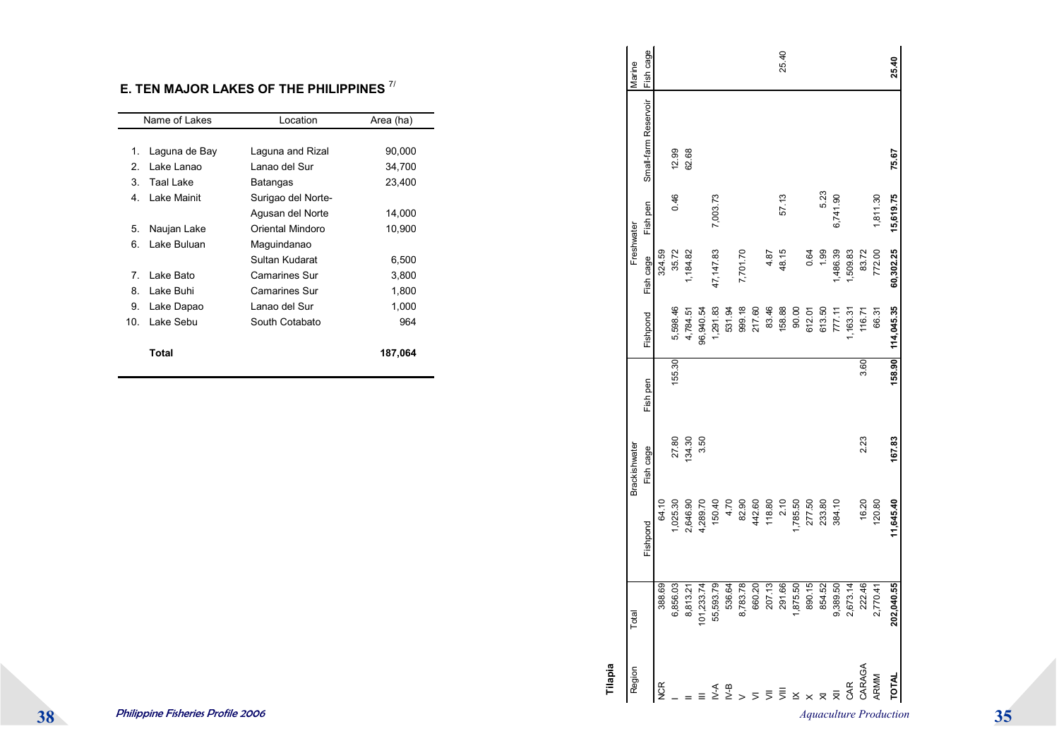## E. TEN MAJOR LAKES OF THE PHILIPPINES [7/]

| | Name of Lakes | Location | Area (ha) |
|---|---|---|---|
| 1. | Laguna de Bay | Laguna and Rizal | 90,000 |
| 2. | Lake Lanao | Lanao del Sur | 34,700 |
| 3. | Taal Lake | Batangas | 23,400 |
| 4. | Lake Mainit | Surigao del Norte- Agusan del Norte | 14,000 |
| 5. | Naujan Lake | Oriental Mindoro | 10,900 |
| 6. | Lake Buluan | Maguindanao Sultan Kudarat | 6,500 |
| 7. | Lake Bato | Camarines Sur | 3,800 |
| 8. | Lake Buhi | Camarines Sur | 1,800 |
| 9. | Lake Dapao | Lanao del Sur | 1,000 |
| 10. | Lake Sebu | South Cotabato | 964 |
| | **Total** | | **187,064** |

**Tilapia**

| Region | Total | Brackishwater | | | Freshwater | | | | Marine |
|---|---|---|---|---|---|---|---|---|---|
| | | Fishpond | Fish cage | Fish pen | Fishpond | Fish cage | Fish pen | Small-farm Reservoir | Fish cage |
| NCR | 388.69 | 64.10 | | | | 324.59 | | | |
| I | 6,856.03 | 1,025.30 | 27.80 | 155.30 | 5,598.46 | 35.72 | 0.46 | 12.99 | |
| II | 8,813.21 | 2,646.90 | 134.30 | | 4,784.51 | 1,184.82 | | 62.68 | |
| III | 101,233.74 | 4,289.70 | 3.50 | | 96,940.54 | | | | |
| IV-A | 55,593.79 | 150.40 | | | 1,291.83 | 47,147.83 | 7,003.73 | | |
| IV-B | 536.64 | 4.70 | | | 531.94 | | | | |
| V | 8,783.78 | 82.90 | | | 999.18 | 7,701.70 | | | |
| VI | 660.20 | 442.60 | | | 217.60 | | | | |
| VII | 207.13 | 118.80 | | | 83.46 | 4.87 | | | |
| VIII | 291.66 | 2.10 | | | 158.88 | 48.15 | 57.13 | | 25.40 |
| IX | 1,875.50 | 1,785.50 | | | 90.00 | | | | |
| X | 890.15 | 277.50 | | | 612.01 | 0.64 | | | |
| XI | 854.52 | 233.80 | | | 613.50 | 1.99 | 5.23 | | |
| XII | 9,389.50 | 384.10 | | | 777.11 | 1,486.39 | 6,741.90 | | |
| CAR | 2,673.14 | | | | 1,163.31 | 1,509.83 | | | |
| CARAGA | 222.46 | 16.20 | 2.23 | 3.60 | 116.71 | 83.72 | | | |
| ARMM | 2,770.41 | 120.80 | | | 66.31 | 772.00 | 1,811.30 | | |
| **TOTAL** | **202,040.55** | **11,645.40** | **167.83** | **158.90** | **114,045.35** | **60,302.25** | **15,619.75** | **75.67** | **25.40** |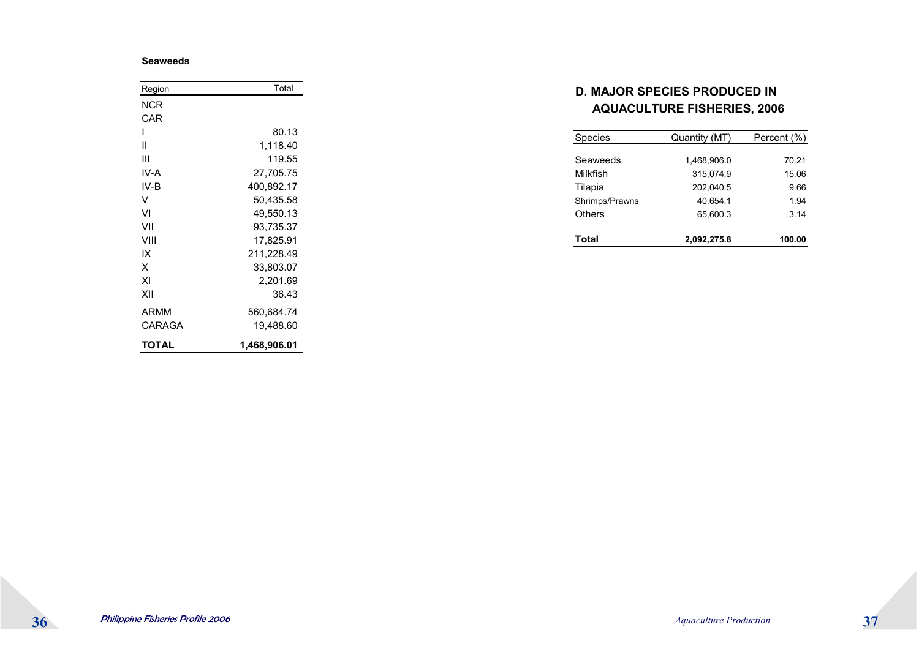**Seaweeds**

| Region | Total |
|---|---|
| NCR | |
| CAR | |
| I | 80.13 |
| II | 1,118.40 |
| III | 119.55 |
| IV-A | 27,705.75 |
| IV-B | 400,892.17 |
| V | 50,435.58 |
| VI | 49,550.13 |
| VII | 93,735.37 |
| VIII | 17,825.91 |
| IX | 211,228.49 |
| X | 33,803.07 |
| XI | 2,201.69 |
| XII | 36.43 |
| ARMM | 560,684.74 |
| CARAGA | 19,488.60 |
| **TOTAL** | **1,468,906.01** |

## D. MAJOR SPECIES PRODUCED IN AQUACULTURE FISHERIES, 2006

| Species | Quantity (MT) | Percent (%) |
|---|---|---|
| Seaweeds | 1,468,906.0 | 70.21 |
| Milkfish | 315,074.9 | 15.06 |
| Tilapia | 202,040.5 | 9.66 |
| Shrimps/Prawns | 40,654.1 | 1.94 |
| Others | 65,600.3 | 3.14 |
| **Total** | **2,092,275.8** | **100.00** |